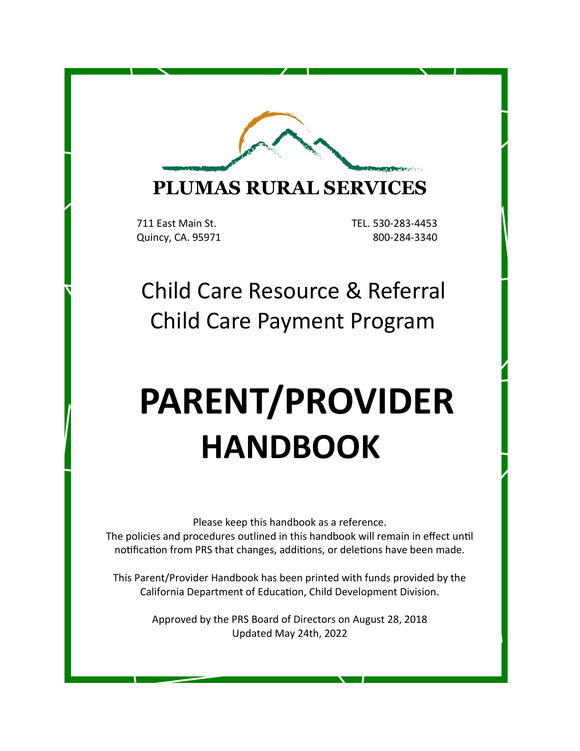**PLUMAS RURAL SERVICES**

711 East Main St.
Quincy, CA. 95971

TEL. 530-283-4453
800-284-3340

## Child Care Resource & Referral
## Child Care Payment Program

# PARENT/PROVIDER HANDBOOK

Please keep this handbook as a reference.
The policies and procedures outlined in this handbook will remain in effect until notification from PRS that changes, additions, or deletions have been made.

This Parent/Provider Handbook has been printed with funds provided by the California Department of Education, Child Development Division.

Approved by the PRS Board of Directors on August 28, 2018
Updated May 24th, 2022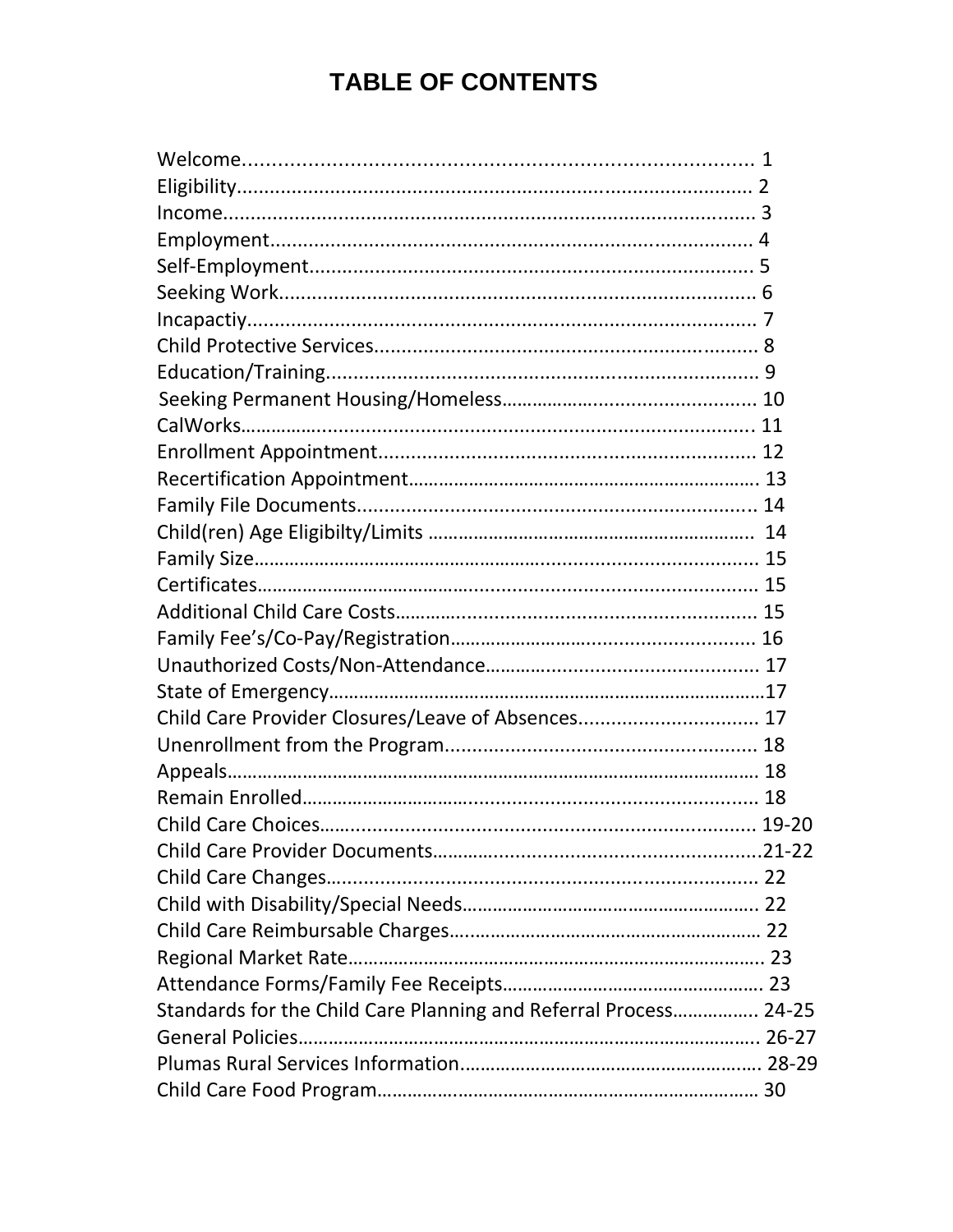# TABLE OF CONTENTS

| Section | Page |
| --- | --- |
| Welcome | 1 |
| Eligibility | 2 |
| Income | 3 |
| Employment | 4 |
| Self-Employment | 5 |
| Seeking Work | 6 |
| Incapactiy | 7 |
| Child Protective Services | 8 |
| Education/Training | 9 |
| Seeking Permanent Housing/Homeless | 10 |
| CalWorks | 11 |
| Enrollment Appointment | 12 |
| Recertification Appointment | 13 |
| Family File Documents | 14 |
| Child(ren) Age Eligibilty/Limits | 14 |
| Family Size | 15 |
| Certificates | 15 |
| Additional Child Care Costs | 15 |
| Family Fee's/Co-Pay/Registration | 16 |
| Unauthorized Costs/Non-Attendance | 17 |
| State of Emergency | 17 |
| Child Care Provider Closures/Leave of Absences | 17 |
| Unenrollment from the Program | 18 |
| Appeals | 18 |
| Remain Enrolled | 18 |
| Child Care Choices | 19-20 |
| Child Care Provider Documents | 21-22 |
| Child Care Changes | 22 |
| Child with Disability/Special Needs | 22 |
| Child Care Reimbursable Charges | 22 |
| Regional Market Rate | 23 |
| Attendance Forms/Family Fee Receipts | 23 |
| Standards for the Child Care Planning and Referral Process | 24-25 |
| General Policies | 26-27 |
| Plumas Rural Services Information | 28-29 |
| Child Care Food Program | 30 |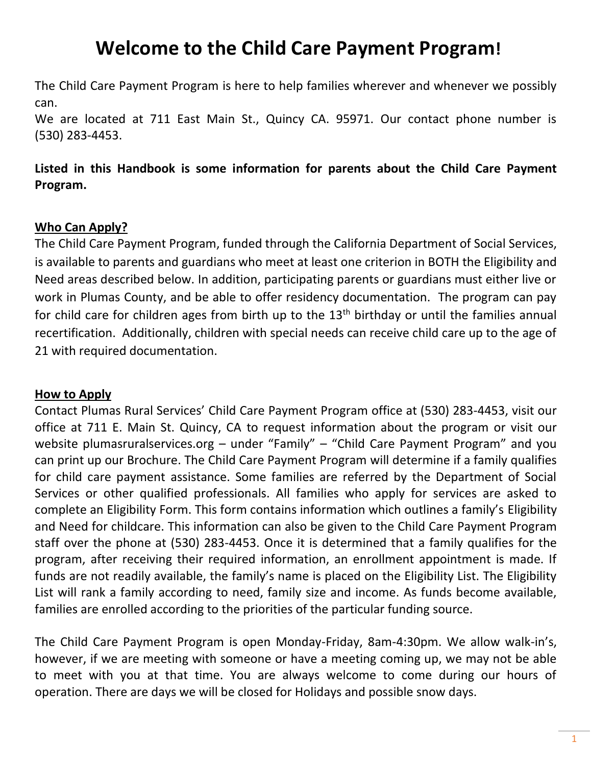# Welcome to the Child Care Payment Program!

The Child Care Payment Program is here to help families wherever and whenever we possibly can.
We are located at 711 East Main St., Quincy CA. 95971. Our contact phone number is (530) 283-4453.

**Listed in this Handbook is some information for parents about the Child Care Payment Program.**

## Who Can Apply?

The Child Care Payment Program, funded through the California Department of Social Services, is available to parents and guardians who meet at least one criterion in BOTH the Eligibility and Need areas described below. In addition, participating parents or guardians must either live or work in Plumas County, and be able to offer residency documentation. The program can pay for child care for children ages from birth up to the 13th birthday or until the families annual recertification. Additionally, children with special needs can receive child care up to the age of 21 with required documentation.

## How to Apply

Contact Plumas Rural Services' Child Care Payment Program office at (530) 283-4453, visit our office at 711 E. Main St. Quincy, CA to request information about the program or visit our website plumasruralservices.org – under "Family" – "Child Care Payment Program" and you can print up our Brochure. The Child Care Payment Program will determine if a family qualifies for child care payment assistance. Some families are referred by the Department of Social Services or other qualified professionals. All families who apply for services are asked to complete an Eligibility Form. This form contains information which outlines a family's Eligibility and Need for childcare. This information can also be given to the Child Care Payment Program staff over the phone at (530) 283-4453. Once it is determined that a family qualifies for the program, after receiving their required information, an enrollment appointment is made. If funds are not readily available, the family's name is placed on the Eligibility List. The Eligibility List will rank a family according to need, family size and income. As funds become available, families are enrolled according to the priorities of the particular funding source.

The Child Care Payment Program is open Monday-Friday, 8am-4:30pm. We allow walk-in's, however, if we are meeting with someone or have a meeting coming up, we may not be able to meet with you at that time. You are always welcome to come during our hours of operation. There are days we will be closed for Holidays and possible snow days.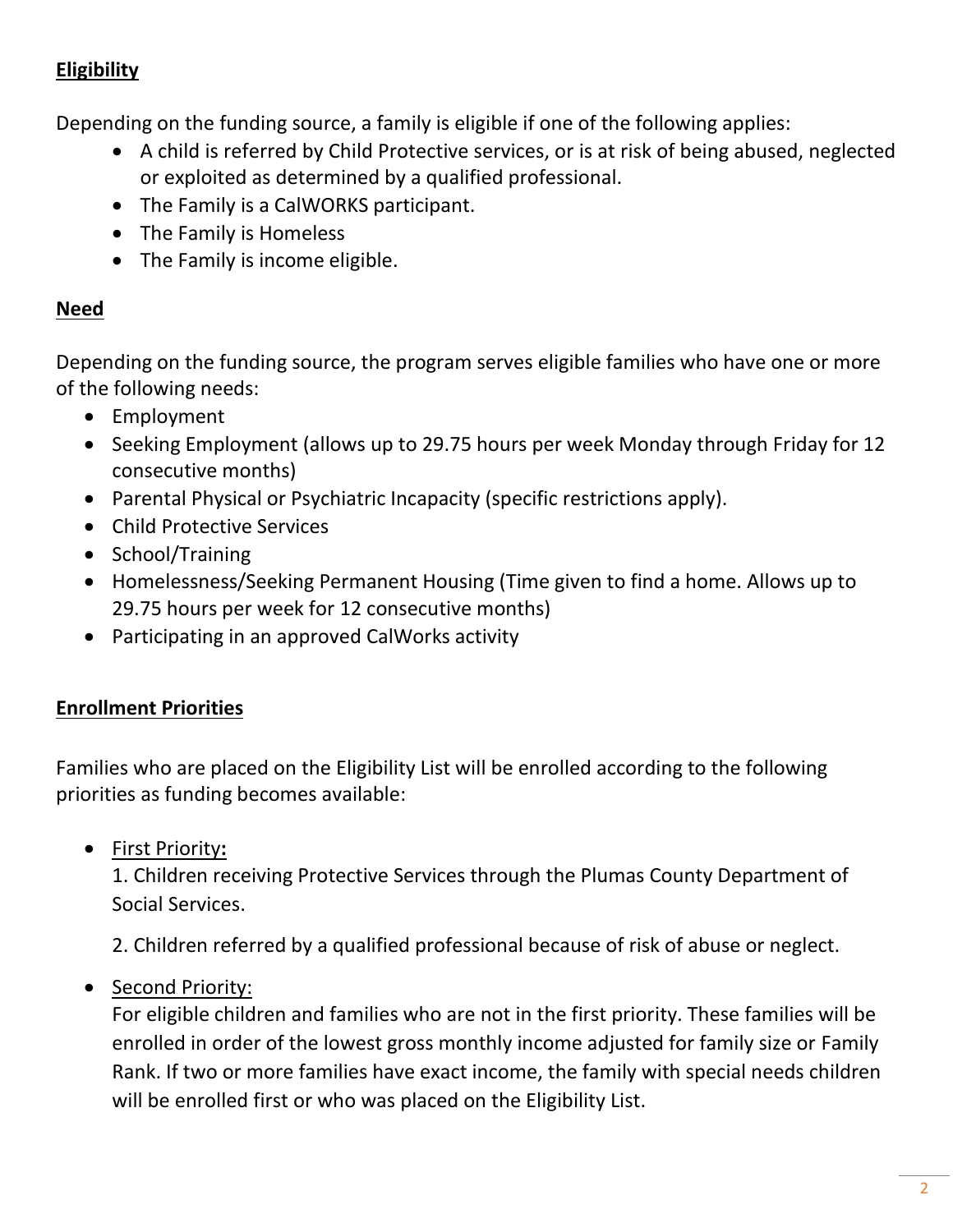## **Eligibility**

Depending on the funding source, a family is eligible if one of the following applies:

- A child is referred by Child Protective services, or is at risk of being abused, neglected or exploited as determined by a qualified professional.
- The Family is a CalWORKS participant.
- The Family is Homeless
- The Family is income eligible.

## **Need**

Depending on the funding source, the program serves eligible families who have one or more of the following needs:

- Employment
- Seeking Employment (allows up to 29.75 hours per week Monday through Friday for 12 consecutive months)
- Parental Physical or Psychiatric Incapacity (specific restrictions apply).
- Child Protective Services
- School/Training
- Homelessness/Seeking Permanent Housing (Time given to find a home. Allows up to 29.75 hours per week for 12 consecutive months)
- Participating in an approved CalWorks activity

## **Enrollment Priorities**

Families who are placed on the Eligibility List will be enrolled according to the following priorities as funding becomes available:

- First Priority**:**

  1. Children receiving Protective Services through the Plumas County Department of Social Services.

  2. Children referred by a qualified professional because of risk of abuse or neglect.

- Second Priority:

  For eligible children and families who are not in the first priority. These families will be enrolled in order of the lowest gross monthly income adjusted for family size or Family Rank. If two or more families have exact income, the family with special needs children will be enrolled first or who was placed on the Eligibility List.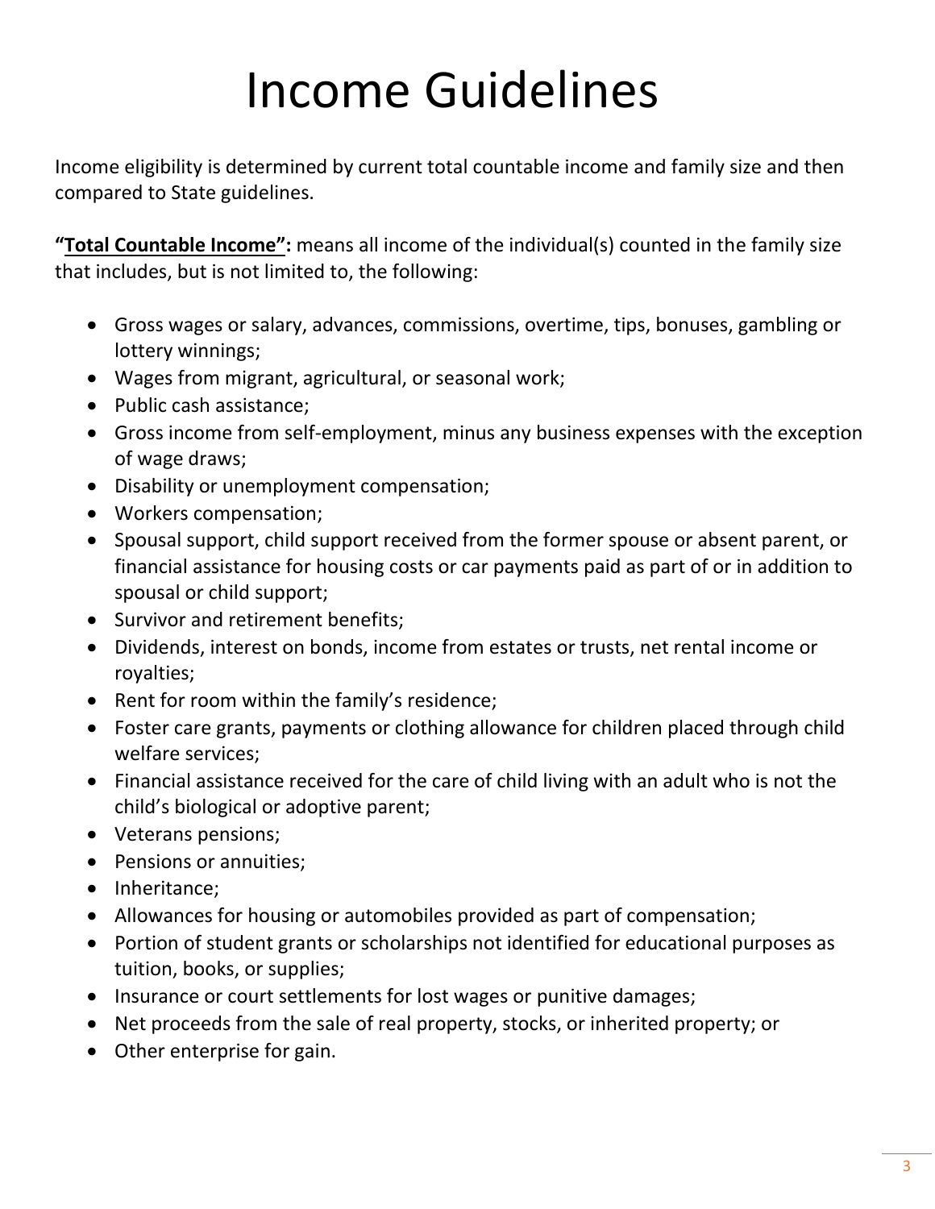# Income Guidelines

Income eligibility is determined by current total countable income and family size and then compared to State guidelines.

**"Total Countable Income":** means all income of the individual(s) counted in the family size that includes, but is not limited to, the following:

- Gross wages or salary, advances, commissions, overtime, tips, bonuses, gambling or lottery winnings;
- Wages from migrant, agricultural, or seasonal work;
- Public cash assistance;
- Gross income from self-employment, minus any business expenses with the exception of wage draws;
- Disability or unemployment compensation;
- Workers compensation;
- Spousal support, child support received from the former spouse or absent parent, or financial assistance for housing costs or car payments paid as part of or in addition to spousal or child support;
- Survivor and retirement benefits;
- Dividends, interest on bonds, income from estates or trusts, net rental income or royalties;
- Rent for room within the family's residence;
- Foster care grants, payments or clothing allowance for children placed through child welfare services;
- Financial assistance received for the care of child living with an adult who is not the child's biological or adoptive parent;
- Veterans pensions;
- Pensions or annuities;
- Inheritance;
- Allowances for housing or automobiles provided as part of compensation;
- Portion of student grants or scholarships not identified for educational purposes as tuition, books, or supplies;
- Insurance or court settlements for lost wages or punitive damages;
- Net proceeds from the sale of real property, stocks, or inherited property; or
- Other enterprise for gain.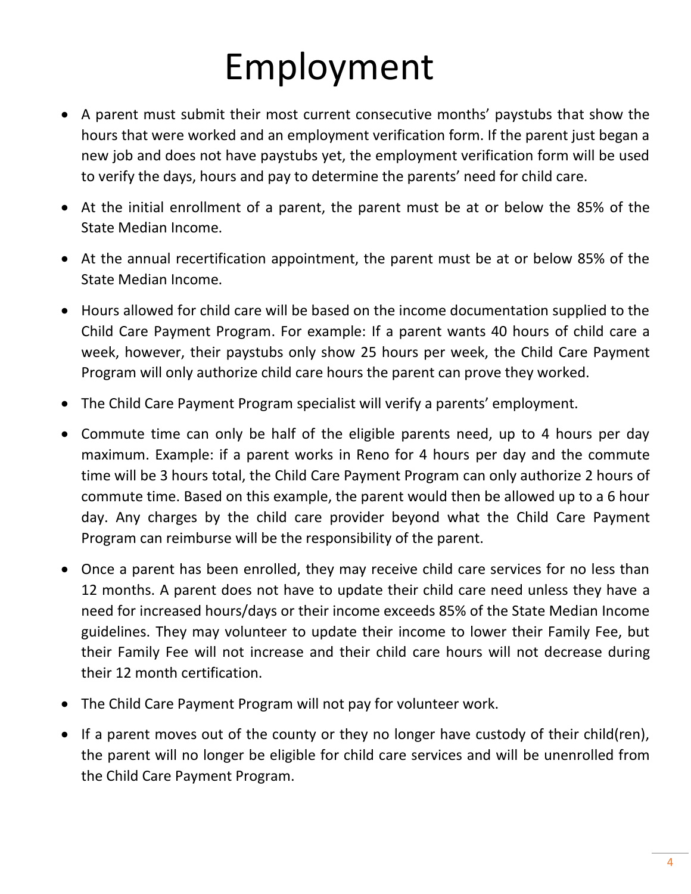# Employment

- A parent must submit their most current consecutive months' paystubs that show the hours that were worked and an employment verification form. If the parent just began a new job and does not have paystubs yet, the employment verification form will be used to verify the days, hours and pay to determine the parents' need for child care.
- At the initial enrollment of a parent, the parent must be at or below the 85% of the State Median Income.
- At the annual recertification appointment, the parent must be at or below 85% of the State Median Income.
- Hours allowed for child care will be based on the income documentation supplied to the Child Care Payment Program. For example: If a parent wants 40 hours of child care a week, however, their paystubs only show 25 hours per week, the Child Care Payment Program will only authorize child care hours the parent can prove they worked.
- The Child Care Payment Program specialist will verify a parents' employment.
- Commute time can only be half of the eligible parents need, up to 4 hours per day maximum. Example: if a parent works in Reno for 4 hours per day and the commute time will be 3 hours total, the Child Care Payment Program can only authorize 2 hours of commute time. Based on this example, the parent would then be allowed up to a 6 hour day. Any charges by the child care provider beyond what the Child Care Payment Program can reimburse will be the responsibility of the parent.
- Once a parent has been enrolled, they may receive child care services for no less than 12 months. A parent does not have to update their child care need unless they have a need for increased hours/days or their income exceeds 85% of the State Median Income guidelines. They may volunteer to update their income to lower their Family Fee, but their Family Fee will not increase and their child care hours will not decrease during their 12 month certification.
- The Child Care Payment Program will not pay for volunteer work.
- If a parent moves out of the county or they no longer have custody of their child(ren), the parent will no longer be eligible for child care services and will be unenrolled from the Child Care Payment Program.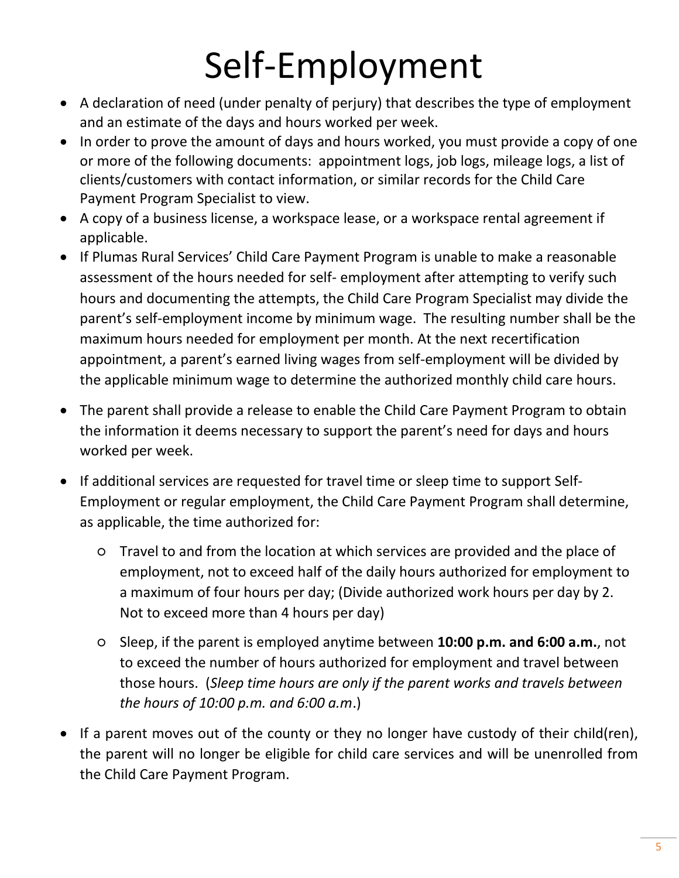# Self-Employment

- A declaration of need (under penalty of perjury) that describes the type of employment and an estimate of the days and hours worked per week.
- In order to prove the amount of days and hours worked, you must provide a copy of one or more of the following documents: appointment logs, job logs, mileage logs, a list of clients/customers with contact information, or similar records for the Child Care Payment Program Specialist to view.
- A copy of a business license, a workspace lease, or a workspace rental agreement if applicable.
- If Plumas Rural Services' Child Care Payment Program is unable to make a reasonable assessment of the hours needed for self- employment after attempting to verify such hours and documenting the attempts, the Child Care Program Specialist may divide the parent's self-employment income by minimum wage. The resulting number shall be the maximum hours needed for employment per month. At the next recertification appointment, a parent's earned living wages from self-employment will be divided by the applicable minimum wage to determine the authorized monthly child care hours.
- The parent shall provide a release to enable the Child Care Payment Program to obtain the information it deems necessary to support the parent's need for days and hours worked per week.
- If additional services are requested for travel time or sleep time to support Self-Employment or regular employment, the Child Care Payment Program shall determine, as applicable, the time authorized for:
    - Travel to and from the location at which services are provided and the place of employment, not to exceed half of the daily hours authorized for employment to a maximum of four hours per day; (Divide authorized work hours per day by 2. Not to exceed more than 4 hours per day)
    - Sleep, if the parent is employed anytime between **10:00 p.m. and 6:00 a.m.**, not to exceed the number of hours authorized for employment and travel between those hours. (*Sleep time hours are only if the parent works and travels between the hours of 10:00 p.m. and 6:00 a.m*.)
- If a parent moves out of the county or they no longer have custody of their child(ren), the parent will no longer be eligible for child care services and will be unenrolled from the Child Care Payment Program.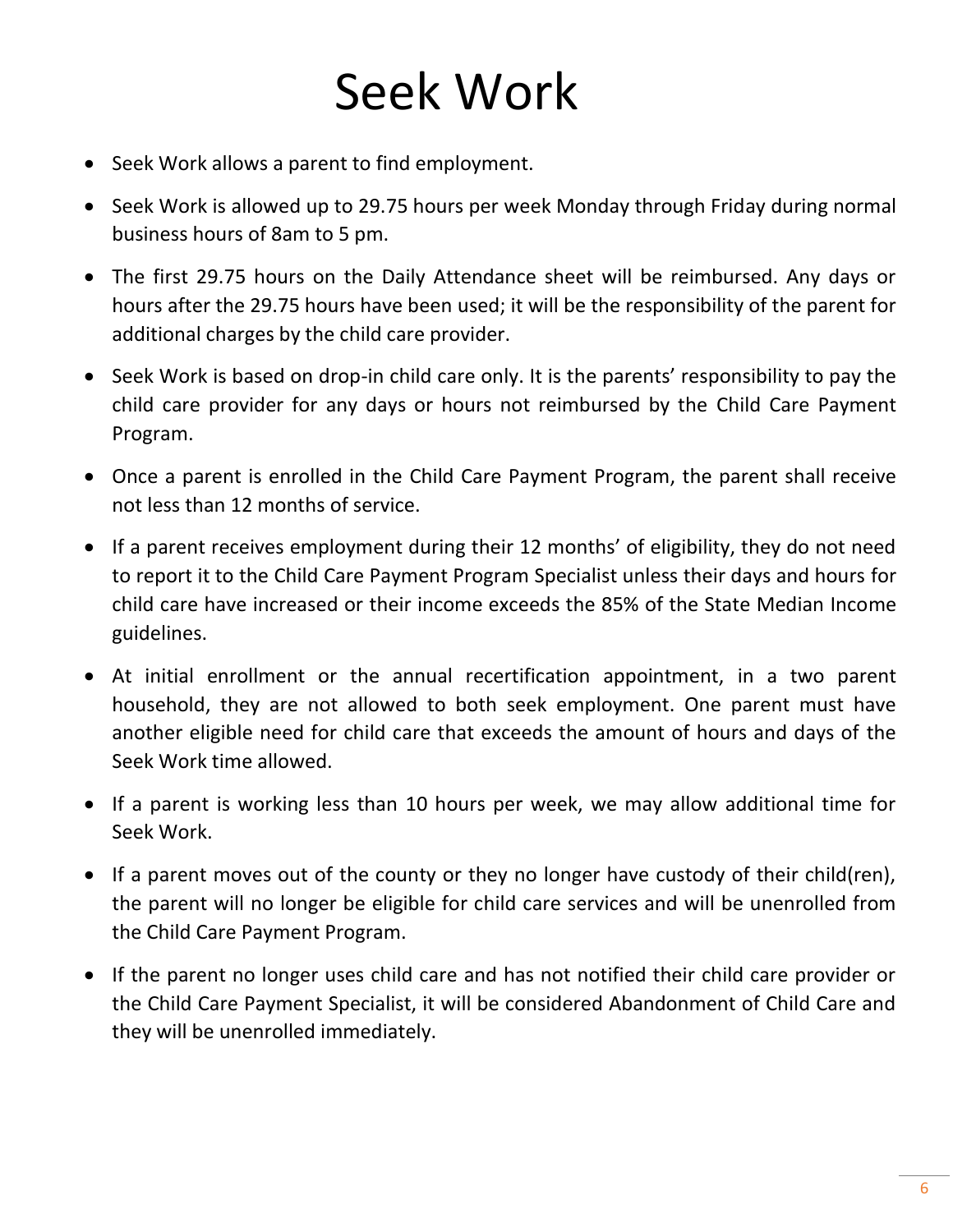# Seek Work

- Seek Work allows a parent to find employment.
- Seek Work is allowed up to 29.75 hours per week Monday through Friday during normal business hours of 8am to 5 pm.
- The first 29.75 hours on the Daily Attendance sheet will be reimbursed. Any days or hours after the 29.75 hours have been used; it will be the responsibility of the parent for additional charges by the child care provider.
- Seek Work is based on drop-in child care only. It is the parents' responsibility to pay the child care provider for any days or hours not reimbursed by the Child Care Payment Program.
- Once a parent is enrolled in the Child Care Payment Program, the parent shall receive not less than 12 months of service.
- If a parent receives employment during their 12 months' of eligibility, they do not need to report it to the Child Care Payment Program Specialist unless their days and hours for child care have increased or their income exceeds the 85% of the State Median Income guidelines.
- At initial enrollment or the annual recertification appointment, in a two parent household, they are not allowed to both seek employment. One parent must have another eligible need for child care that exceeds the amount of hours and days of the Seek Work time allowed.
- If a parent is working less than 10 hours per week, we may allow additional time for Seek Work.
- If a parent moves out of the county or they no longer have custody of their child(ren), the parent will no longer be eligible for child care services and will be unenrolled from the Child Care Payment Program.
- If the parent no longer uses child care and has not notified their child care provider or the Child Care Payment Specialist, it will be considered Abandonment of Child Care and they will be unenrolled immediately.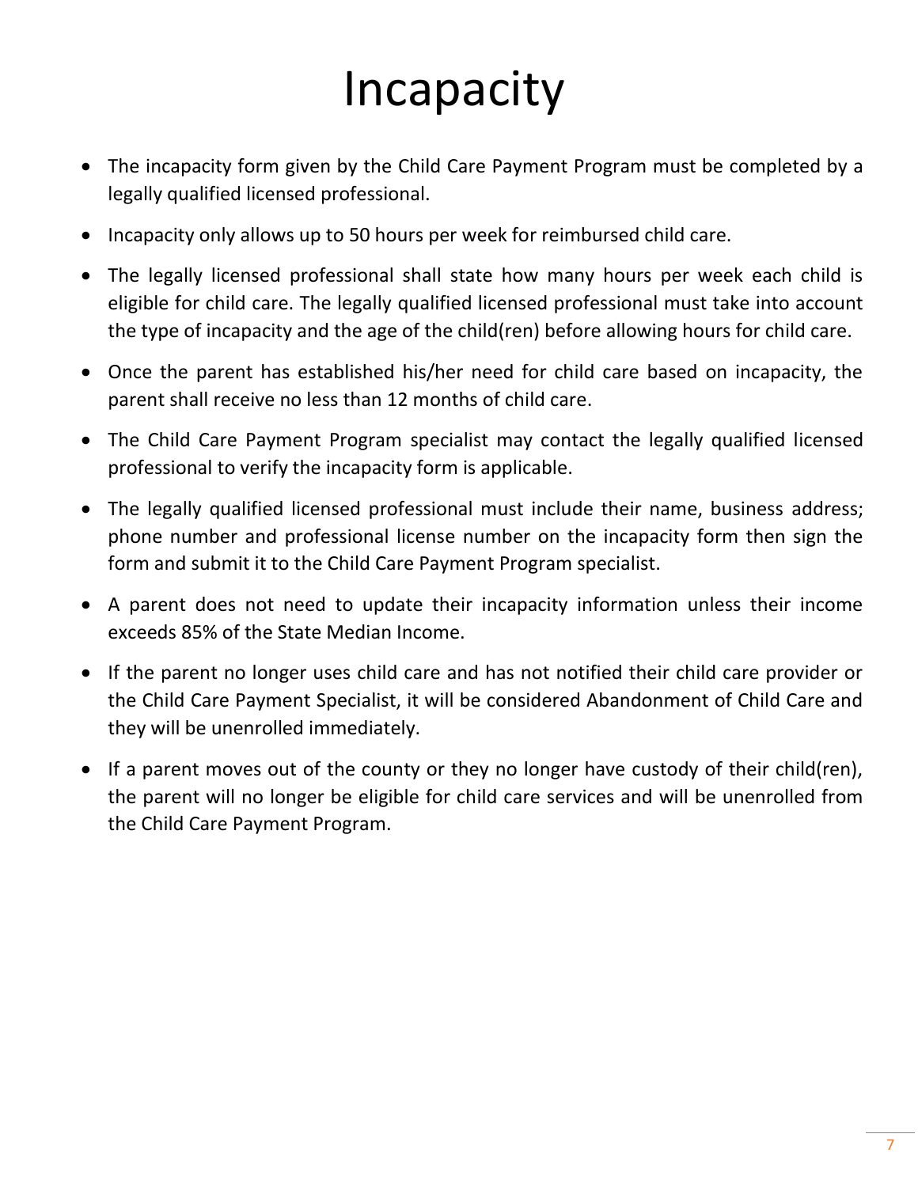# Incapacity

- The incapacity form given by the Child Care Payment Program must be completed by a legally qualified licensed professional.
- Incapacity only allows up to 50 hours per week for reimbursed child care.
- The legally licensed professional shall state how many hours per week each child is eligible for child care. The legally qualified licensed professional must take into account the type of incapacity and the age of the child(ren) before allowing hours for child care.
- Once the parent has established his/her need for child care based on incapacity, the parent shall receive no less than 12 months of child care.
- The Child Care Payment Program specialist may contact the legally qualified licensed professional to verify the incapacity form is applicable.
- The legally qualified licensed professional must include their name, business address; phone number and professional license number on the incapacity form then sign the form and submit it to the Child Care Payment Program specialist.
- A parent does not need to update their incapacity information unless their income exceeds 85% of the State Median Income.
- If the parent no longer uses child care and has not notified their child care provider or the Child Care Payment Specialist, it will be considered Abandonment of Child Care and they will be unenrolled immediately.
- If a parent moves out of the county or they no longer have custody of their child(ren), the parent will no longer be eligible for child care services and will be unenrolled from the Child Care Payment Program.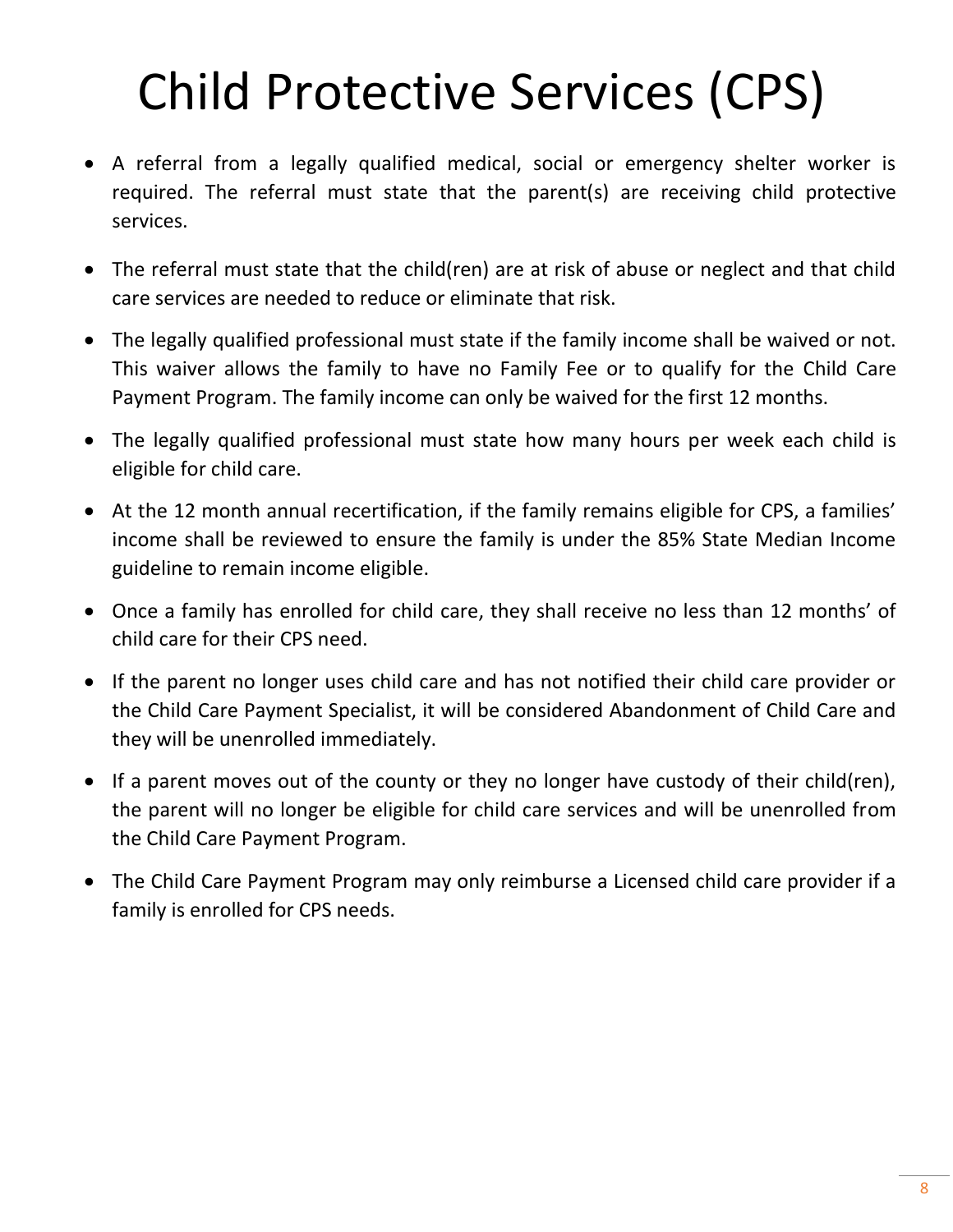# Child Protective Services (CPS)

- A referral from a legally qualified medical, social or emergency shelter worker is required. The referral must state that the parent(s) are receiving child protective services.
- The referral must state that the child(ren) are at risk of abuse or neglect and that child care services are needed to reduce or eliminate that risk.
- The legally qualified professional must state if the family income shall be waived or not. This waiver allows the family to have no Family Fee or to qualify for the Child Care Payment Program. The family income can only be waived for the first 12 months.
- The legally qualified professional must state how many hours per week each child is eligible for child care.
- At the 12 month annual recertification, if the family remains eligible for CPS, a families' income shall be reviewed to ensure the family is under the 85% State Median Income guideline to remain income eligible.
- Once a family has enrolled for child care, they shall receive no less than 12 months' of child care for their CPS need.
- If the parent no longer uses child care and has not notified their child care provider or the Child Care Payment Specialist, it will be considered Abandonment of Child Care and they will be unenrolled immediately.
- If a parent moves out of the county or they no longer have custody of their child(ren), the parent will no longer be eligible for child care services and will be unenrolled from the Child Care Payment Program.
- The Child Care Payment Program may only reimburse a Licensed child care provider if a family is enrolled for CPS needs.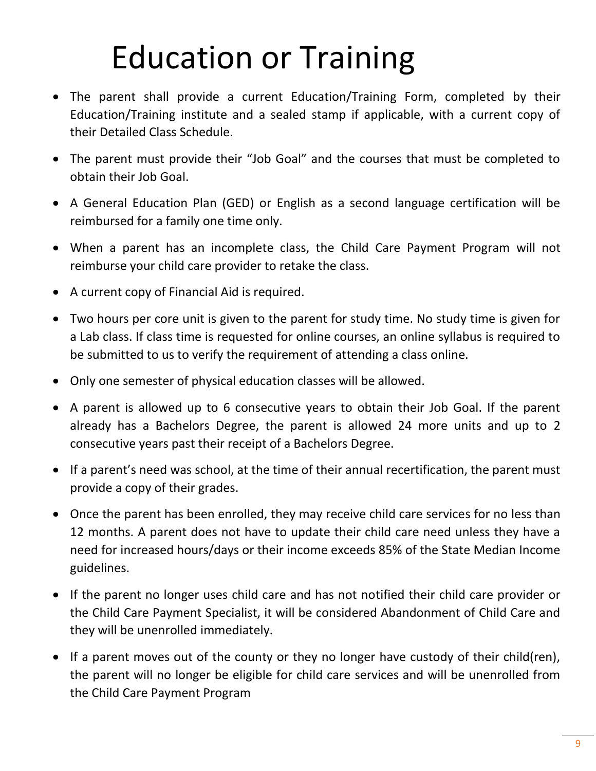# Education or Training

- The parent shall provide a current Education/Training Form, completed by their Education/Training institute and a sealed stamp if applicable, with a current copy of their Detailed Class Schedule.
- The parent must provide their "Job Goal" and the courses that must be completed to obtain their Job Goal.
- A General Education Plan (GED) or English as a second language certification will be reimbursed for a family one time only.
- When a parent has an incomplete class, the Child Care Payment Program will not reimburse your child care provider to retake the class.
- A current copy of Financial Aid is required.
- Two hours per core unit is given to the parent for study time. No study time is given for a Lab class. If class time is requested for online courses, an online syllabus is required to be submitted to us to verify the requirement of attending a class online.
- Only one semester of physical education classes will be allowed.
- A parent is allowed up to 6 consecutive years to obtain their Job Goal. If the parent already has a Bachelors Degree, the parent is allowed 24 more units and up to 2 consecutive years past their receipt of a Bachelors Degree.
- If a parent's need was school, at the time of their annual recertification, the parent must provide a copy of their grades.
- Once the parent has been enrolled, they may receive child care services for no less than 12 months. A parent does not have to update their child care need unless they have a need for increased hours/days or their income exceeds 85% of the State Median Income guidelines.
- If the parent no longer uses child care and has not notified their child care provider or the Child Care Payment Specialist, it will be considered Abandonment of Child Care and they will be unenrolled immediately.
- If a parent moves out of the county or they no longer have custody of their child(ren), the parent will no longer be eligible for child care services and will be unenrolled from the Child Care Payment Program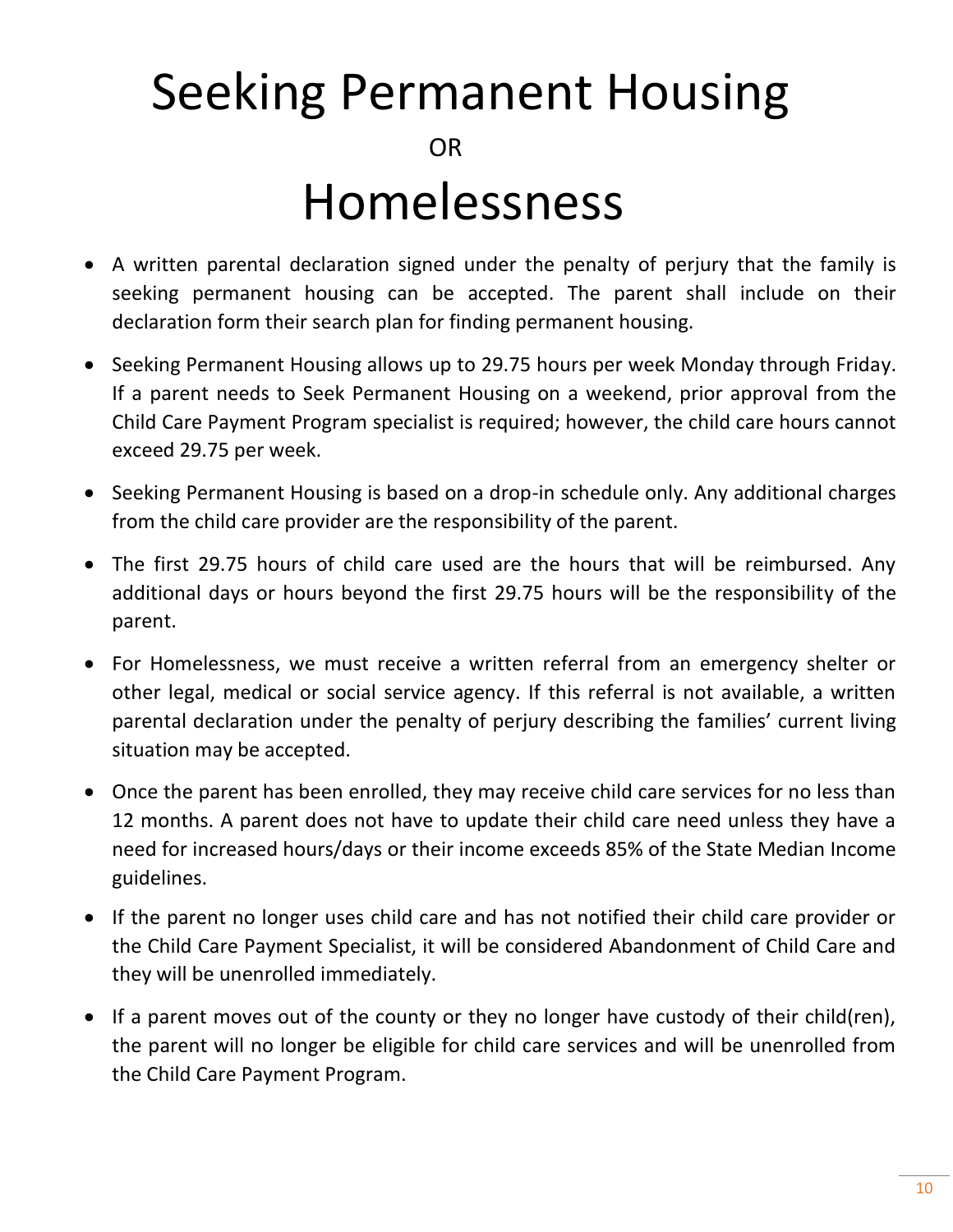# Seeking Permanent Housing

OR

# Homelessness

- A written parental declaration signed under the penalty of perjury that the family is seeking permanent housing can be accepted. The parent shall include on their declaration form their search plan for finding permanent housing.
- Seeking Permanent Housing allows up to 29.75 hours per week Monday through Friday. If a parent needs to Seek Permanent Housing on a weekend, prior approval from the Child Care Payment Program specialist is required; however, the child care hours cannot exceed 29.75 per week.
- Seeking Permanent Housing is based on a drop-in schedule only. Any additional charges from the child care provider are the responsibility of the parent.
- The first 29.75 hours of child care used are the hours that will be reimbursed. Any additional days or hours beyond the first 29.75 hours will be the responsibility of the parent.
- For Homelessness, we must receive a written referral from an emergency shelter or other legal, medical or social service agency. If this referral is not available, a written parental declaration under the penalty of perjury describing the families' current living situation may be accepted.
- Once the parent has been enrolled, they may receive child care services for no less than 12 months. A parent does not have to update their child care need unless they have a need for increased hours/days or their income exceeds 85% of the State Median Income guidelines.
- If the parent no longer uses child care and has not notified their child care provider or the Child Care Payment Specialist, it will be considered Abandonment of Child Care and they will be unenrolled immediately.
- If a parent moves out of the county or they no longer have custody of their child(ren), the parent will no longer be eligible for child care services and will be unenrolled from the Child Care Payment Program.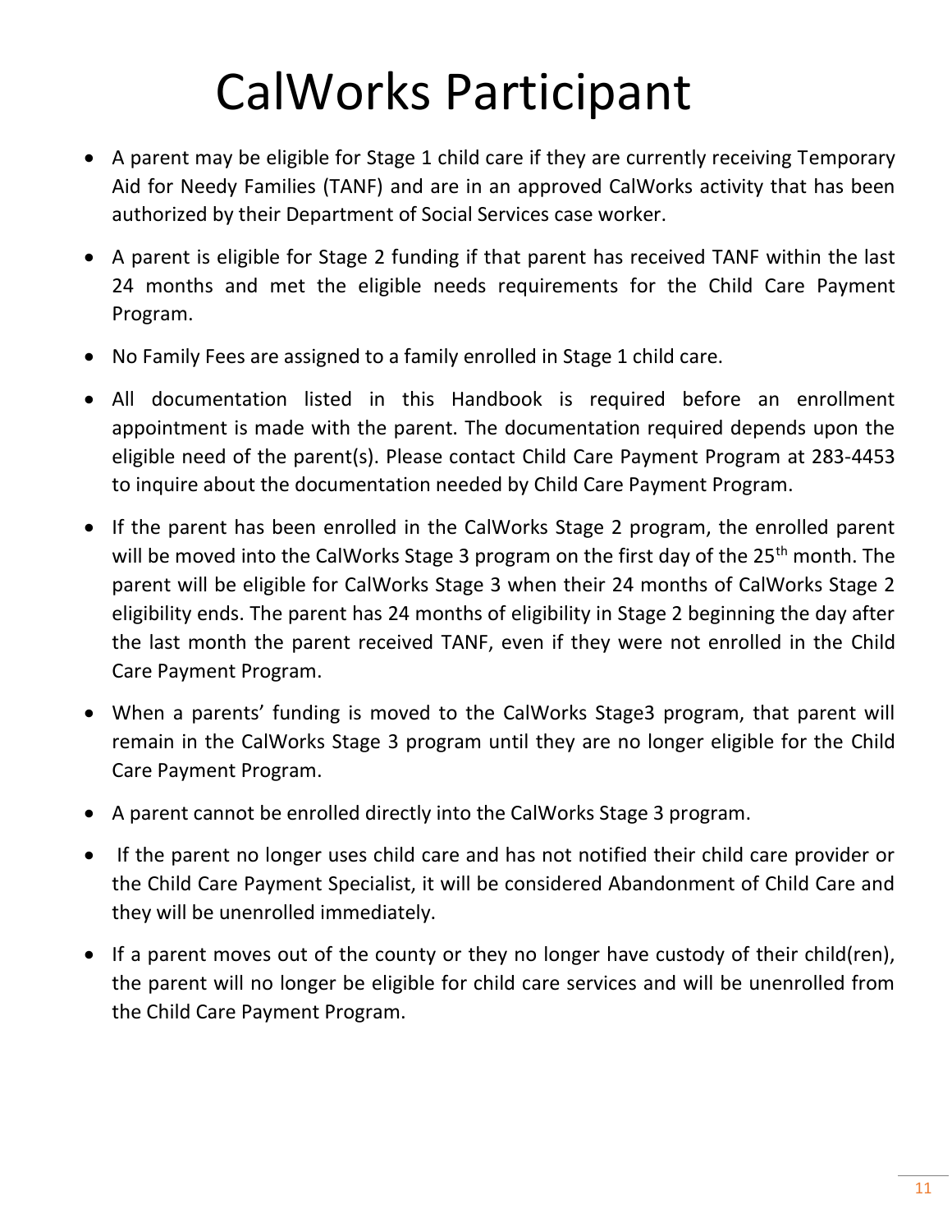# CalWorks Participant

- A parent may be eligible for Stage 1 child care if they are currently receiving Temporary Aid for Needy Families (TANF) and are in an approved CalWorks activity that has been authorized by their Department of Social Services case worker.
- A parent is eligible for Stage 2 funding if that parent has received TANF within the last 24 months and met the eligible needs requirements for the Child Care Payment Program.
- No Family Fees are assigned to a family enrolled in Stage 1 child care.
- All documentation listed in this Handbook is required before an enrollment appointment is made with the parent. The documentation required depends upon the eligible need of the parent(s). Please contact Child Care Payment Program at 283-4453 to inquire about the documentation needed by Child Care Payment Program.
- If the parent has been enrolled in the CalWorks Stage 2 program, the enrolled parent will be moved into the CalWorks Stage 3 program on the first day of the 25th month. The parent will be eligible for CalWorks Stage 3 when their 24 months of CalWorks Stage 2 eligibility ends. The parent has 24 months of eligibility in Stage 2 beginning the day after the last month the parent received TANF, even if they were not enrolled in the Child Care Payment Program.
- When a parents' funding is moved to the CalWorks Stage3 program, that parent will remain in the CalWorks Stage 3 program until they are no longer eligible for the Child Care Payment Program.
- A parent cannot be enrolled directly into the CalWorks Stage 3 program.
- If the parent no longer uses child care and has not notified their child care provider or the Child Care Payment Specialist, it will be considered Abandonment of Child Care and they will be unenrolled immediately.
- If a parent moves out of the county or they no longer have custody of their child(ren), the parent will no longer be eligible for child care services and will be unenrolled from the Child Care Payment Program.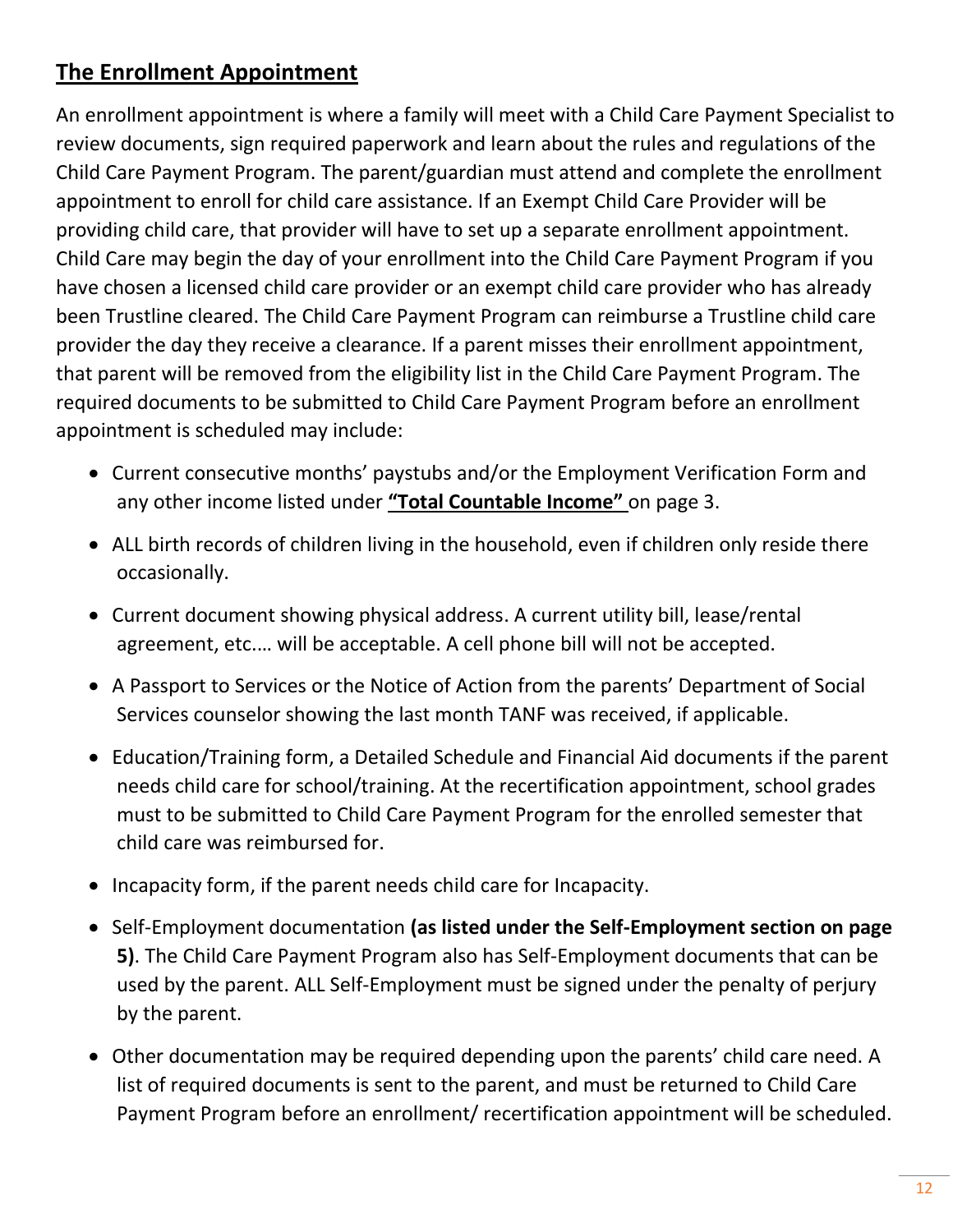## The Enrollment Appointment

An enrollment appointment is where a family will meet with a Child Care Payment Specialist to review documents, sign required paperwork and learn about the rules and regulations of the Child Care Payment Program. The parent/guardian must attend and complete the enrollment appointment to enroll for child care assistance. If an Exempt Child Care Provider will be providing child care, that provider will have to set up a separate enrollment appointment. Child Care may begin the day of your enrollment into the Child Care Payment Program if you have chosen a licensed child care provider or an exempt child care provider who has already been Trustline cleared. The Child Care Payment Program can reimburse a Trustline child care provider the day they receive a clearance. If a parent misses their enrollment appointment, that parent will be removed from the eligibility list in the Child Care Payment Program. The required documents to be submitted to Child Care Payment Program before an enrollment appointment is scheduled may include:

- Current consecutive months' paystubs and/or the Employment Verification Form and any other income listed under **"Total Countable Income"** on page 3.
- ALL birth records of children living in the household, even if children only reside there occasionally.
- Current document showing physical address. A current utility bill, lease/rental agreement, etc.… will be acceptable. A cell phone bill will not be accepted.
- A Passport to Services or the Notice of Action from the parents' Department of Social Services counselor showing the last month TANF was received, if applicable.
- Education/Training form, a Detailed Schedule and Financial Aid documents if the parent needs child care for school/training. At the recertification appointment, school grades must to be submitted to Child Care Payment Program for the enrolled semester that child care was reimbursed for.
- Incapacity form, if the parent needs child care for Incapacity.
- Self-Employment documentation **(as listed under the Self-Employment section on page 5)**. The Child Care Payment Program also has Self-Employment documents that can be used by the parent. ALL Self-Employment must be signed under the penalty of perjury by the parent.
- Other documentation may be required depending upon the parents' child care need. A list of required documents is sent to the parent, and must be returned to Child Care Payment Program before an enrollment/ recertification appointment will be scheduled.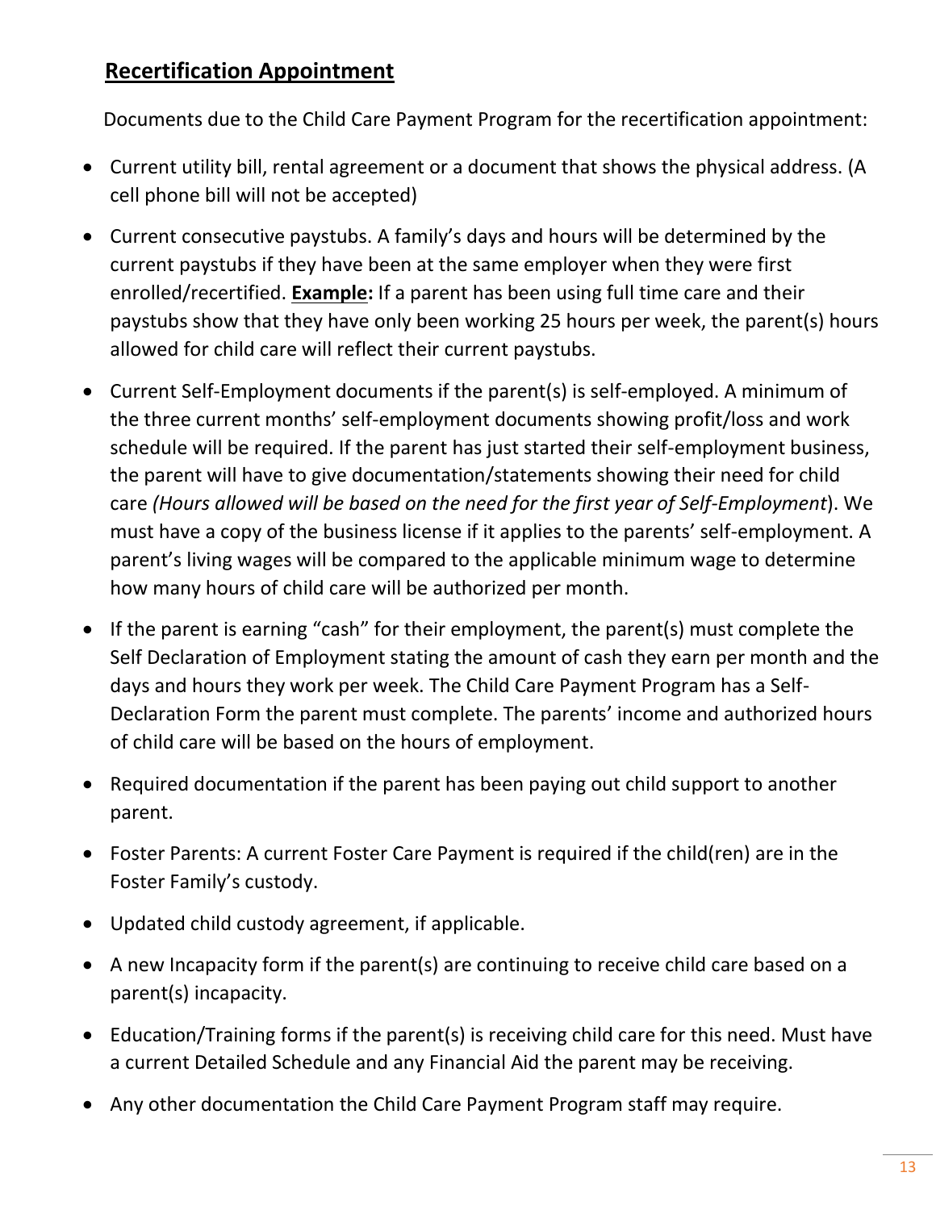## <u>Recertification Appointment</u>

Documents due to the Child Care Payment Program for the recertification appointment:

- Current utility bill, rental agreement or a document that shows the physical address. (A cell phone bill will not be accepted)
- Current consecutive paystubs. A family's days and hours will be determined by the current paystubs if they have been at the same employer when they were first enrolled/recertified. **<u>Example</u>:** If a parent has been using full time care and their paystubs show that they have only been working 25 hours per week, the parent(s) hours allowed for child care will reflect their current paystubs.
- Current Self-Employment documents if the parent(s) is self-employed. A minimum of the three current months' self-employment documents showing profit/loss and work schedule will be required. If the parent has just started their self-employment business, the parent will have to give documentation/statements showing their need for child care *(Hours allowed will be based on the need for the first year of Self-Employment*). We must have a copy of the business license if it applies to the parents' self-employment. A parent's living wages will be compared to the applicable minimum wage to determine how many hours of child care will be authorized per month.
- If the parent is earning "cash" for their employment, the parent(s) must complete the Self Declaration of Employment stating the amount of cash they earn per month and the days and hours they work per week. The Child Care Payment Program has a Self-Declaration Form the parent must complete. The parents' income and authorized hours of child care will be based on the hours of employment.
- Required documentation if the parent has been paying out child support to another parent.
- Foster Parents: A current Foster Care Payment is required if the child(ren) are in the Foster Family's custody.
- Updated child custody agreement, if applicable.
- A new Incapacity form if the parent(s) are continuing to receive child care based on a parent(s) incapacity.
- Education/Training forms if the parent(s) is receiving child care for this need. Must have a current Detailed Schedule and any Financial Aid the parent may be receiving.
- Any other documentation the Child Care Payment Program staff may require.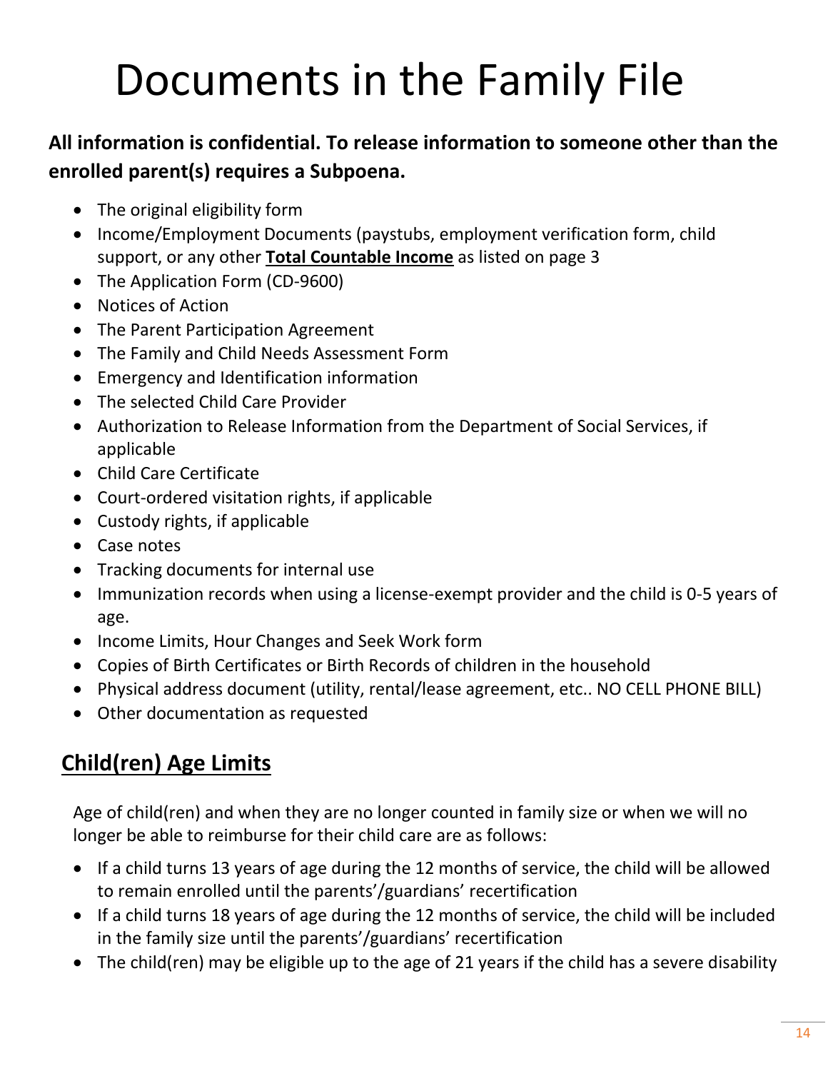# Documents in the Family File

**All information is confidential. To release information to someone other than the enrolled parent(s) requires a Subpoena.**

- The original eligibility form
- Income/Employment Documents (paystubs, employment verification form, child support, or any other **Total Countable Income** as listed on page 3
- The Application Form (CD-9600)
- Notices of Action
- The Parent Participation Agreement
- The Family and Child Needs Assessment Form
- Emergency and Identification information
- The selected Child Care Provider
- Authorization to Release Information from the Department of Social Services, if applicable
- Child Care Certificate
- Court-ordered visitation rights, if applicable
- Custody rights, if applicable
- Case notes
- Tracking documents for internal use
- Immunization records when using a license-exempt provider and the child is 0-5 years of age.
- Income Limits, Hour Changes and Seek Work form
- Copies of Birth Certificates or Birth Records of children in the household
- Physical address document (utility, rental/lease agreement, etc.. NO CELL PHONE BILL)
- Other documentation as requested

## Child(ren) Age Limits

Age of child(ren) and when they are no longer counted in family size or when we will no longer be able to reimburse for their child care are as follows:

- If a child turns 13 years of age during the 12 months of service, the child will be allowed to remain enrolled until the parents'/guardians' recertification
- If a child turns 18 years of age during the 12 months of service, the child will be included in the family size until the parents'/guardians' recertification
- The child(ren) may be eligible up to the age of 21 years if the child has a severe disability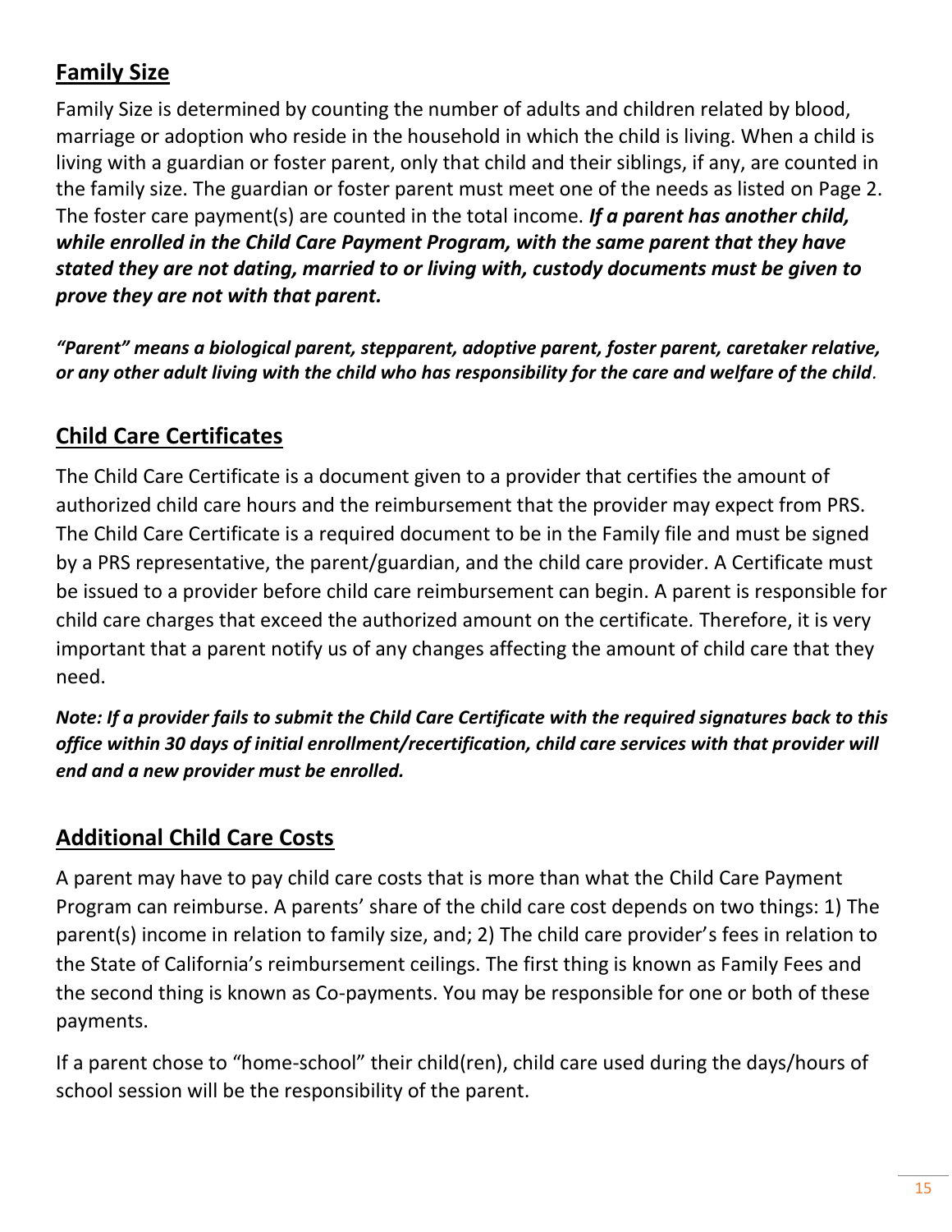## Family Size

Family Size is determined by counting the number of adults and children related by blood, marriage or adoption who reside in the household in which the child is living. When a child is living with a guardian or foster parent, only that child and their siblings, if any, are counted in the family size. The guardian or foster parent must meet one of the needs as listed on Page 2. The foster care payment(s) are counted in the total income. ***If a parent has another child, while enrolled in the Child Care Payment Program, with the same parent that they have stated they are not dating, married to or living with, custody documents must be given to prove they are not with that parent.***

***"Parent" means a biological parent, stepparent, adoptive parent, foster parent, caretaker relative, or any other adult living with the child who has responsibility for the care and welfare of the child.***

## Child Care Certificates

The Child Care Certificate is a document given to a provider that certifies the amount of authorized child care hours and the reimbursement that the provider may expect from PRS. The Child Care Certificate is a required document to be in the Family file and must be signed by a PRS representative, the parent/guardian, and the child care provider. A Certificate must be issued to a provider before child care reimbursement can begin. A parent is responsible for child care charges that exceed the authorized amount on the certificate. Therefore, it is very important that a parent notify us of any changes affecting the amount of child care that they need.

***Note: If a provider fails to submit the Child Care Certificate with the required signatures back to this office within 30 days of initial enrollment/recertification, child care services with that provider will end and a new provider must be enrolled.***

## Additional Child Care Costs

A parent may have to pay child care costs that is more than what the Child Care Payment Program can reimburse. A parents' share of the child care cost depends on two things: 1) The parent(s) income in relation to family size, and; 2) The child care provider's fees in relation to the State of California's reimbursement ceilings. The first thing is known as Family Fees and the second thing is known as Co-payments. You may be responsible for one or both of these payments.

If a parent chose to "home-school" their child(ren), child care used during the days/hours of school session will be the responsibility of the parent.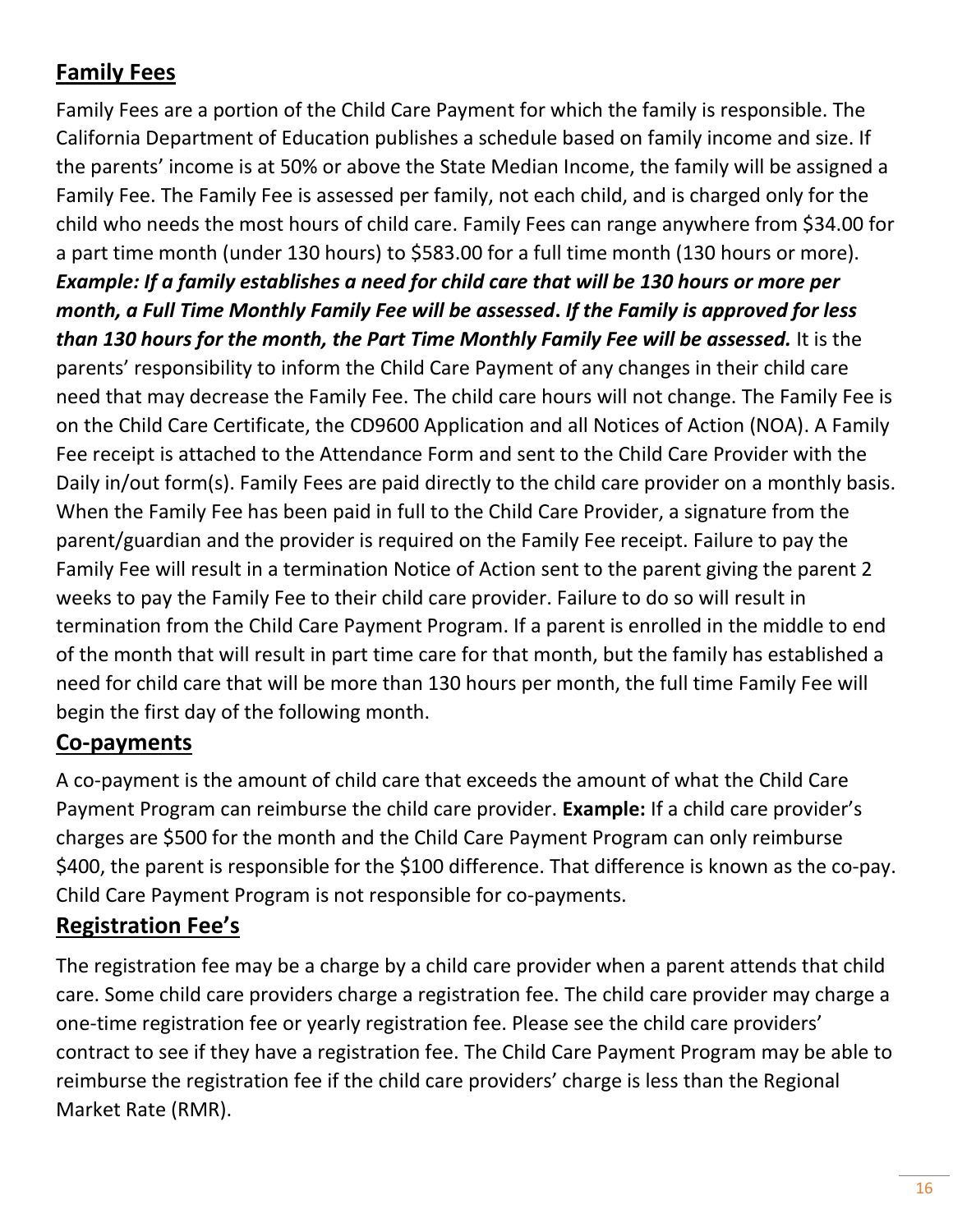## Family Fees

Family Fees are a portion of the Child Care Payment for which the family is responsible. The California Department of Education publishes a schedule based on family income and size. If the parents' income is at 50% or above the State Median Income, the family will be assigned a Family Fee. The Family Fee is assessed per family, not each child, and is charged only for the child who needs the most hours of child care. Family Fees can range anywhere from $34.00 for a part time month (under 130 hours) to $583.00 for a full time month (130 hours or more). ***Example: If a family establishes a need for child care that will be 130 hours or more per month, a Full Time Monthly Family Fee will be assessed. If the Family is approved for less than 130 hours for the month, the Part Time Monthly Family Fee will be assessed.*** It is the parents' responsibility to inform the Child Care Payment of any changes in their child care need that may decrease the Family Fee. The child care hours will not change. The Family Fee is on the Child Care Certificate, the CD9600 Application and all Notices of Action (NOA). A Family Fee receipt is attached to the Attendance Form and sent to the Child Care Provider with the Daily in/out form(s). Family Fees are paid directly to the child care provider on a monthly basis. When the Family Fee has been paid in full to the Child Care Provider, a signature from the parent/guardian and the provider is required on the Family Fee receipt. Failure to pay the Family Fee will result in a termination Notice of Action sent to the parent giving the parent 2 weeks to pay the Family Fee to their child care provider. Failure to do so will result in termination from the Child Care Payment Program. If a parent is enrolled in the middle to end of the month that will result in part time care for that month, but the family has established a need for child care that will be more than 130 hours per month, the full time Family Fee will begin the first day of the following month.

## Co-payments

A co-payment is the amount of child care that exceeds the amount of what the Child Care Payment Program can reimburse the child care provider. **Example:** If a child care provider's charges are $500 for the month and the Child Care Payment Program can only reimburse $400, the parent is responsible for the $100 difference. That difference is known as the co-pay. Child Care Payment Program is not responsible for co-payments.

## Registration Fee's

The registration fee may be a charge by a child care provider when a parent attends that child care. Some child care providers charge a registration fee. The child care provider may charge a one-time registration fee or yearly registration fee. Please see the child care providers' contract to see if they have a registration fee. The Child Care Payment Program may be able to reimburse the registration fee if the child care providers' charge is less than the Regional Market Rate (RMR).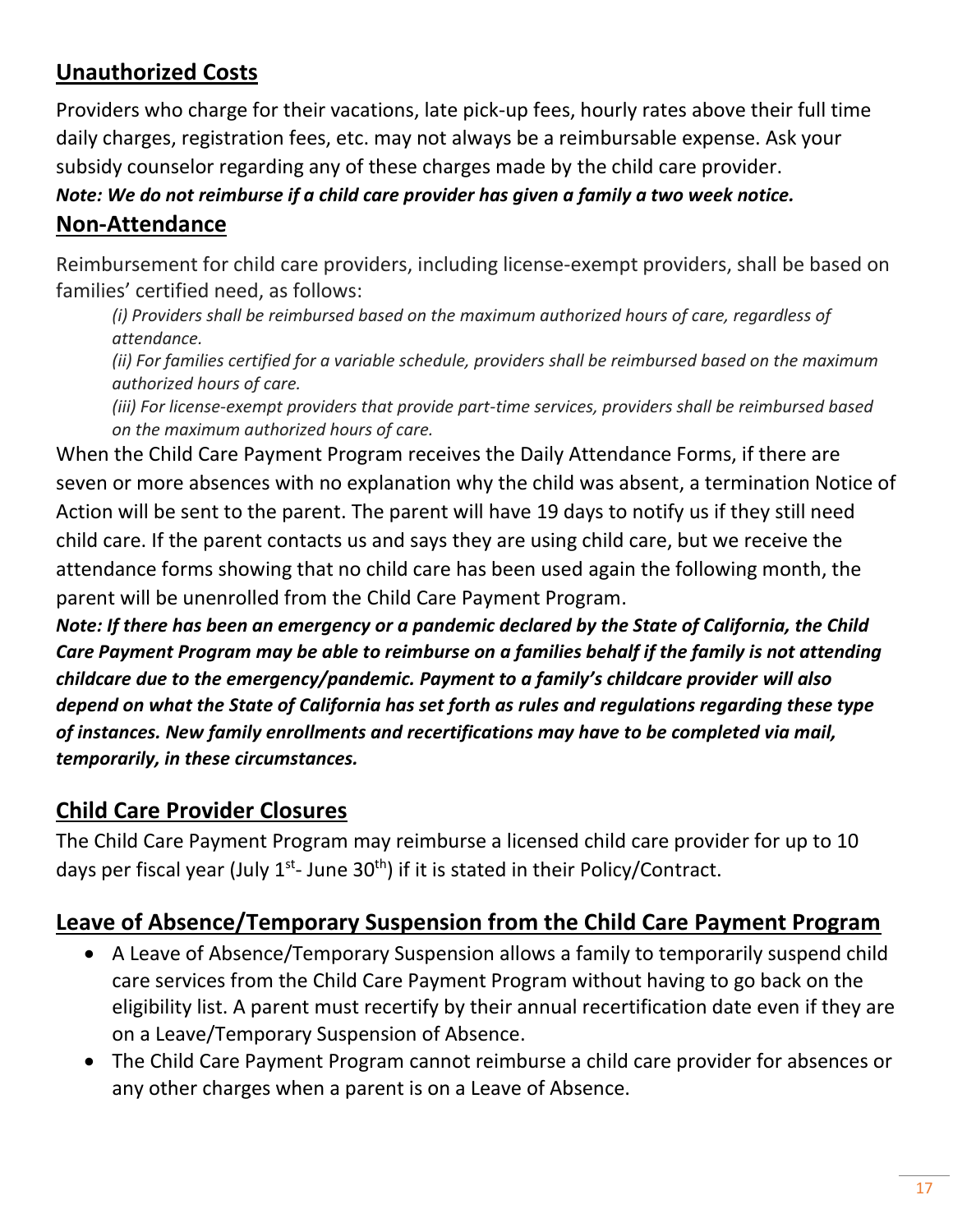## Unauthorized Costs

Providers who charge for their vacations, late pick-up fees, hourly rates above their full time daily charges, registration fees, etc. may not always be a reimbursable expense. Ask your subsidy counselor regarding any of these charges made by the child care provider.

***Note: We do not reimburse if a child care provider has given a family a two week notice.***

## Non-Attendance

Reimbursement for child care providers, including license-exempt providers, shall be based on families' certified need, as follows:

*(i) Providers shall be reimbursed based on the maximum authorized hours of care, regardless of attendance.*

*(ii) For families certified for a variable schedule, providers shall be reimbursed based on the maximum authorized hours of care.*

*(iii) For license-exempt providers that provide part-time services, providers shall be reimbursed based on the maximum authorized hours of care.*

When the Child Care Payment Program receives the Daily Attendance Forms, if there are seven or more absences with no explanation why the child was absent, a termination Notice of Action will be sent to the parent. The parent will have 19 days to notify us if they still need child care. If the parent contacts us and says they are using child care, but we receive the attendance forms showing that no child care has been used again the following month, the parent will be unenrolled from the Child Care Payment Program.

***Note: If there has been an emergency or a pandemic declared by the State of California, the Child Care Payment Program may be able to reimburse on a families behalf if the family is not attending childcare due to the emergency/pandemic. Payment to a family's childcare provider will also depend on what the State of California has set forth as rules and regulations regarding these type of instances. New family enrollments and recertifications may have to be completed via mail, temporarily, in these circumstances.***

## Child Care Provider Closures

The Child Care Payment Program may reimburse a licensed child care provider for up to 10 days per fiscal year (July 1st- June 30th) if it is stated in their Policy/Contract.

## Leave of Absence/Temporary Suspension from the Child Care Payment Program

- A Leave of Absence/Temporary Suspension allows a family to temporarily suspend child care services from the Child Care Payment Program without having to go back on the eligibility list. A parent must recertify by their annual recertification date even if they are on a Leave/Temporary Suspension of Absence.
- The Child Care Payment Program cannot reimburse a child care provider for absences or any other charges when a parent is on a Leave of Absence.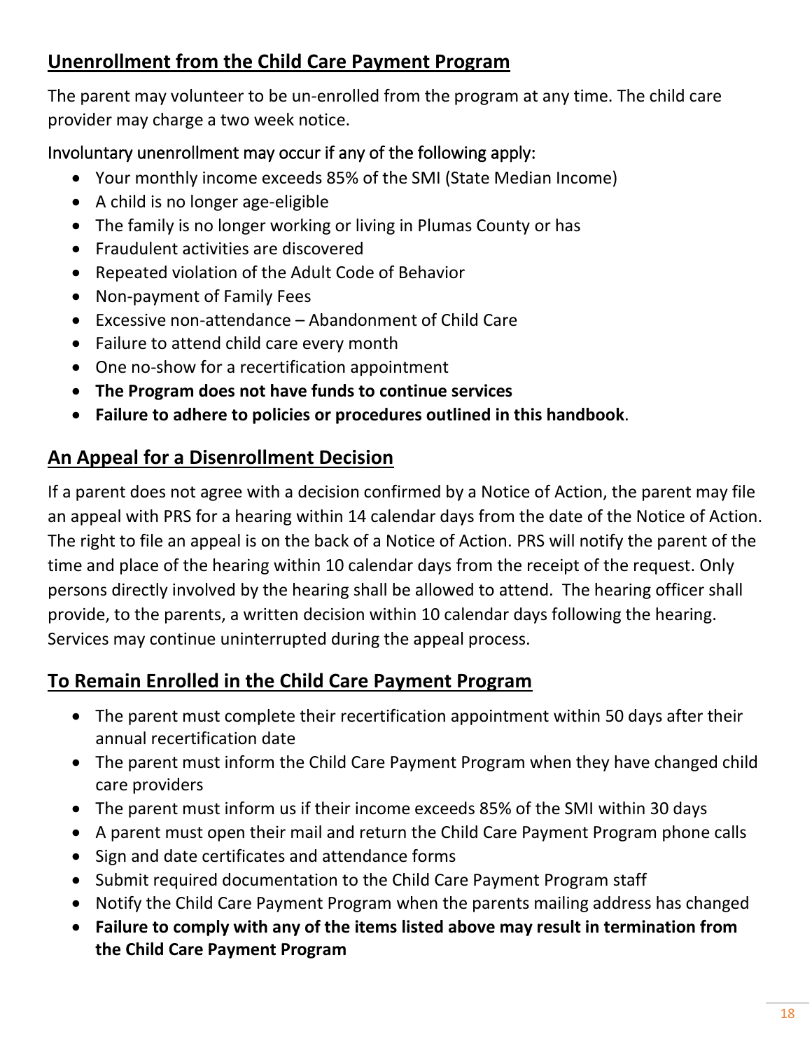## Unenrollment from the Child Care Payment Program

The parent may volunteer to be un-enrolled from the program at any time. The child care provider may charge a two week notice.

Involuntary unenrollment may occur if any of the following apply:

- Your monthly income exceeds 85% of the SMI (State Median Income)
- A child is no longer age-eligible
- The family is no longer working or living in Plumas County or has
- Fraudulent activities are discovered
- Repeated violation of the Adult Code of Behavior
- Non-payment of Family Fees
- Excessive non-attendance – Abandonment of Child Care
- Failure to attend child care every month
- One no-show for a recertification appointment
- **The Program does not have funds to continue services**
- **Failure to adhere to policies or procedures outlined in this handbook**.

## An Appeal for a Disenrollment Decision

If a parent does not agree with a decision confirmed by a Notice of Action, the parent may file an appeal with PRS for a hearing within 14 calendar days from the date of the Notice of Action. The right to file an appeal is on the back of a Notice of Action. PRS will notify the parent of the time and place of the hearing within 10 calendar days from the receipt of the request. Only persons directly involved by the hearing shall be allowed to attend. The hearing officer shall provide, to the parents, a written decision within 10 calendar days following the hearing. Services may continue uninterrupted during the appeal process.

## To Remain Enrolled in the Child Care Payment Program

- The parent must complete their recertification appointment within 50 days after their annual recertification date
- The parent must inform the Child Care Payment Program when they have changed child care providers
- The parent must inform us if their income exceeds 85% of the SMI within 30 days
- A parent must open their mail and return the Child Care Payment Program phone calls
- Sign and date certificates and attendance forms
- Submit required documentation to the Child Care Payment Program staff
- Notify the Child Care Payment Program when the parents mailing address has changed
- **Failure to comply with any of the items listed above may result in termination from the Child Care Payment Program**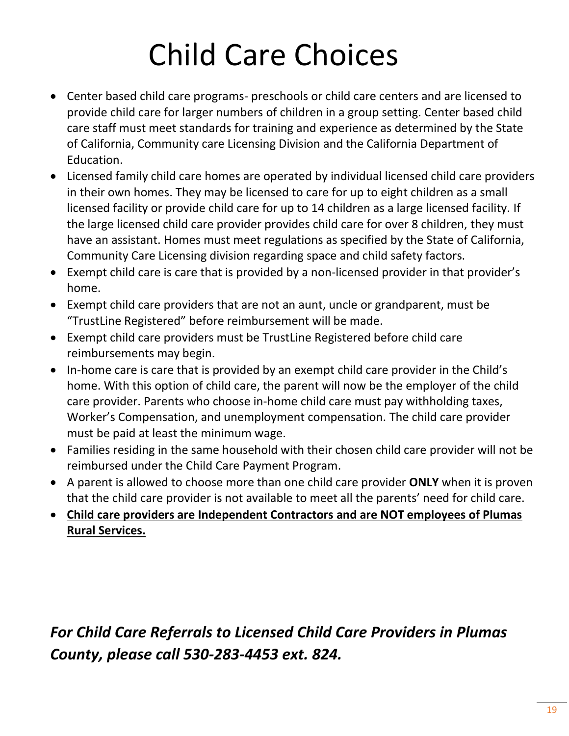# Child Care Choices

- Center based child care programs- preschools or child care centers and are licensed to provide child care for larger numbers of children in a group setting. Center based child care staff must meet standards for training and experience as determined by the State of California, Community care Licensing Division and the California Department of Education.
- Licensed family child care homes are operated by individual licensed child care providers in their own homes. They may be licensed to care for up to eight children as a small licensed facility or provide child care for up to 14 children as a large licensed facility. If the large licensed child care provider provides child care for over 8 children, they must have an assistant. Homes must meet regulations as specified by the State of California, Community Care Licensing division regarding space and child safety factors.
- Exempt child care is care that is provided by a non-licensed provider in that provider's home.
- Exempt child care providers that are not an aunt, uncle or grandparent, must be "TrustLine Registered" before reimbursement will be made.
- Exempt child care providers must be TrustLine Registered before child care reimbursements may begin.
- In-home care is care that is provided by an exempt child care provider in the Child's home. With this option of child care, the parent will now be the employer of the child care provider. Parents who choose in-home child care must pay withholding taxes, Worker's Compensation, and unemployment compensation. The child care provider must be paid at least the minimum wage.
- Families residing in the same household with their chosen child care provider will not be reimbursed under the Child Care Payment Program.
- A parent is allowed to choose more than one child care provider **ONLY** when it is proven that the child care provider is not available to meet all the parents' need for child care.
- <u>**Child care providers are Independent Contractors and are NOT employees of Plumas Rural Services.**</u>

***For Child Care Referrals to Licensed Child Care Providers in Plumas County, please call 530-283-4453 ext. 824.***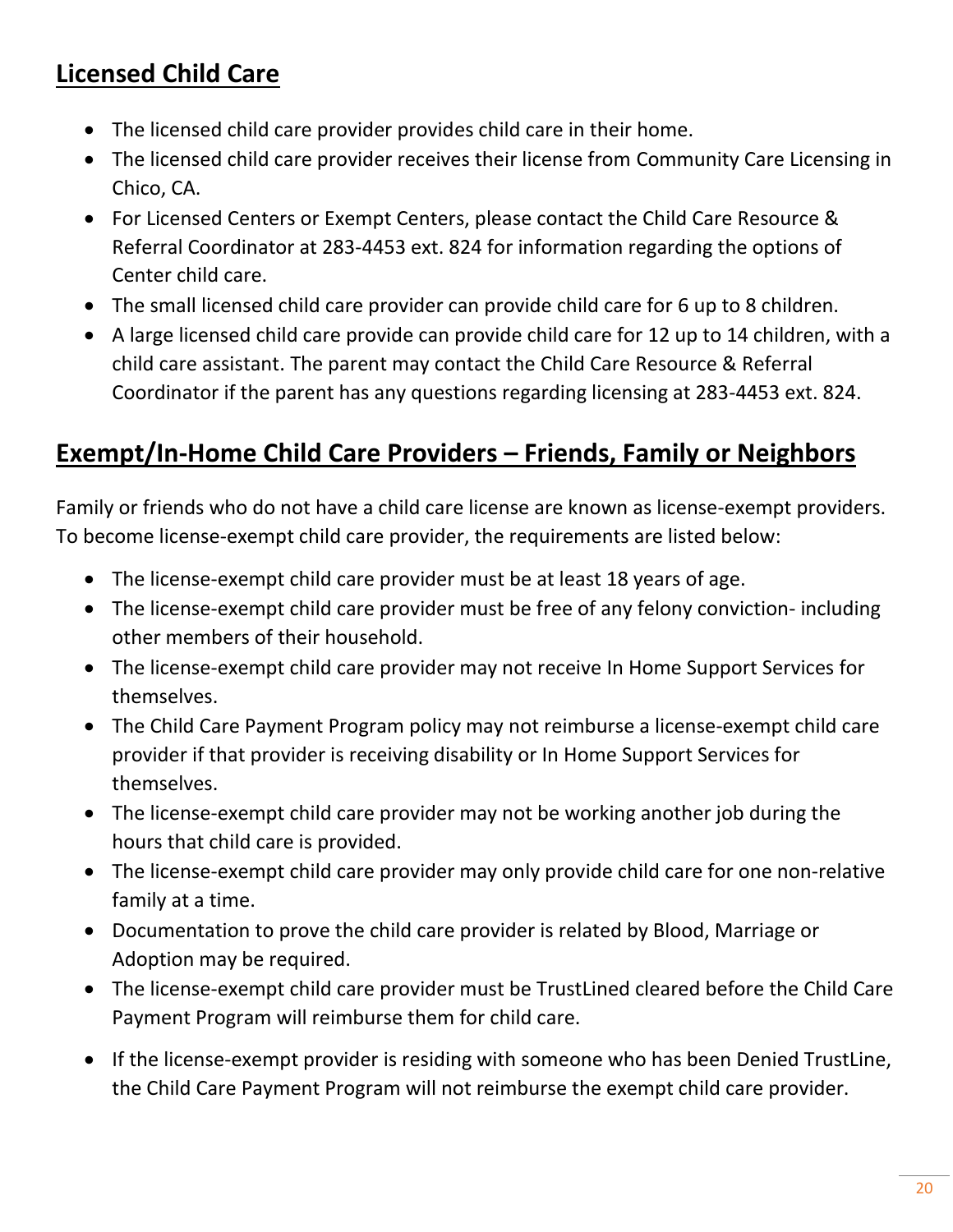## Licensed Child Care

- The licensed child care provider provides child care in their home.
- The licensed child care provider receives their license from Community Care Licensing in Chico, CA.
- For Licensed Centers or Exempt Centers, please contact the Child Care Resource & Referral Coordinator at 283-4453 ext. 824 for information regarding the options of Center child care.
- The small licensed child care provider can provide child care for 6 up to 8 children.
- A large licensed child care provide can provide child care for 12 up to 14 children, with a child care assistant. The parent may contact the Child Care Resource & Referral Coordinator if the parent has any questions regarding licensing at 283-4453 ext. 824.

## Exempt/In-Home Child Care Providers – Friends, Family or Neighbors

Family or friends who do not have a child care license are known as license-exempt providers. To become license-exempt child care provider, the requirements are listed below:

- The license-exempt child care provider must be at least 18 years of age.
- The license-exempt child care provider must be free of any felony conviction- including other members of their household.
- The license-exempt child care provider may not receive In Home Support Services for themselves.
- The Child Care Payment Program policy may not reimburse a license-exempt child care provider if that provider is receiving disability or In Home Support Services for themselves.
- The license-exempt child care provider may not be working another job during the hours that child care is provided.
- The license-exempt child care provider may only provide child care for one non-relative family at a time.
- Documentation to prove the child care provider is related by Blood, Marriage or Adoption may be required.
- The license-exempt child care provider must be TrustLined cleared before the Child Care Payment Program will reimburse them for child care.
- If the license-exempt provider is residing with someone who has been Denied TrustLine, the Child Care Payment Program will not reimburse the exempt child care provider.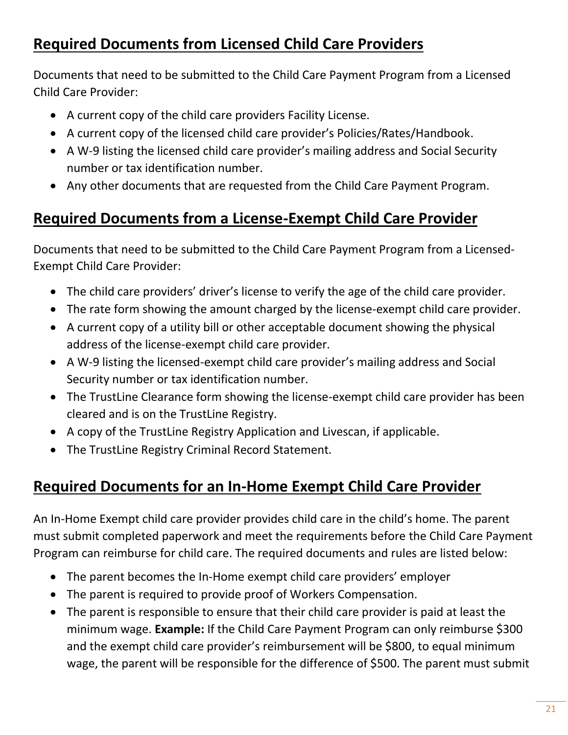## Required Documents from Licensed Child Care Providers

Documents that need to be submitted to the Child Care Payment Program from a Licensed Child Care Provider:

- A current copy of the child care providers Facility License.
- A current copy of the licensed child care provider's Policies/Rates/Handbook.
- A W-9 listing the licensed child care provider's mailing address and Social Security number or tax identification number.
- Any other documents that are requested from the Child Care Payment Program.

## Required Documents from a License-Exempt Child Care Provider

Documents that need to be submitted to the Child Care Payment Program from a Licensed-Exempt Child Care Provider:

- The child care providers' driver's license to verify the age of the child care provider.
- The rate form showing the amount charged by the license-exempt child care provider.
- A current copy of a utility bill or other acceptable document showing the physical address of the license-exempt child care provider.
- A W-9 listing the licensed-exempt child care provider's mailing address and Social Security number or tax identification number.
- The TrustLine Clearance form showing the license-exempt child care provider has been cleared and is on the TrustLine Registry.
- A copy of the TrustLine Registry Application and Livescan, if applicable.
- The TrustLine Registry Criminal Record Statement.

## Required Documents for an In-Home Exempt Child Care Provider

An In-Home Exempt child care provider provides child care in the child's home. The parent must submit completed paperwork and meet the requirements before the Child Care Payment Program can reimburse for child care. The required documents and rules are listed below:

- The parent becomes the In-Home exempt child care providers' employer
- The parent is required to provide proof of Workers Compensation.
- The parent is responsible to ensure that their child care provider is paid at least the minimum wage. **Example:** If the Child Care Payment Program can only reimburse $300 and the exempt child care provider's reimbursement will be $800, to equal minimum wage, the parent will be responsible for the difference of $500. The parent must submit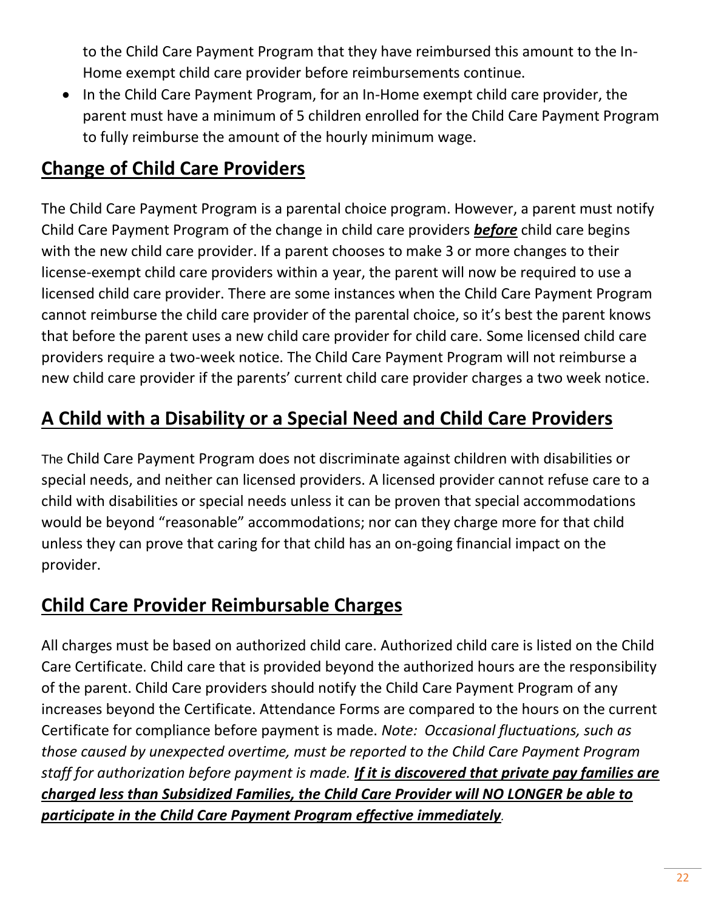to the Child Care Payment Program that they have reimbursed this amount to the In-Home exempt child care provider before reimbursements continue.

- In the Child Care Payment Program, for an In-Home exempt child care provider, the parent must have a minimum of 5 children enrolled for the Child Care Payment Program to fully reimburse the amount of the hourly minimum wage.

## Change of Child Care Providers

The Child Care Payment Program is a parental choice program. However, a parent must notify Child Care Payment Program of the change in child care providers ***before*** child care begins with the new child care provider. If a parent chooses to make 3 or more changes to their license-exempt child care providers within a year, the parent will now be required to use a licensed child care provider. There are some instances when the Child Care Payment Program cannot reimburse the child care provider of the parental choice, so it's best the parent knows that before the parent uses a new child care provider for child care. Some licensed child care providers require a two-week notice. The Child Care Payment Program will not reimburse a new child care provider if the parents' current child care provider charges a two week notice.

## A Child with a Disability or a Special Need and Child Care Providers

The Child Care Payment Program does not discriminate against children with disabilities or special needs, and neither can licensed providers. A licensed provider cannot refuse care to a child with disabilities or special needs unless it can be proven that special accommodations would be beyond "reasonable" accommodations; nor can they charge more for that child unless they can prove that caring for that child has an on-going financial impact on the provider.

## Child Care Provider Reimbursable Charges

All charges must be based on authorized child care. Authorized child care is listed on the Child Care Certificate. Child care that is provided beyond the authorized hours are the responsibility of the parent. Child Care providers should notify the Child Care Payment Program of any increases beyond the Certificate. Attendance Forms are compared to the hours on the current Certificate for compliance before payment is made. *Note: Occasional fluctuations, such as those caused by unexpected overtime, must be reported to the Child Care Payment Program staff for authorization before payment is made.* ***If it is discovered that private pay families are charged less than Subsidized Families, the Child Care Provider will NO LONGER be able to participate in the Child Care Payment Program effective immediately.***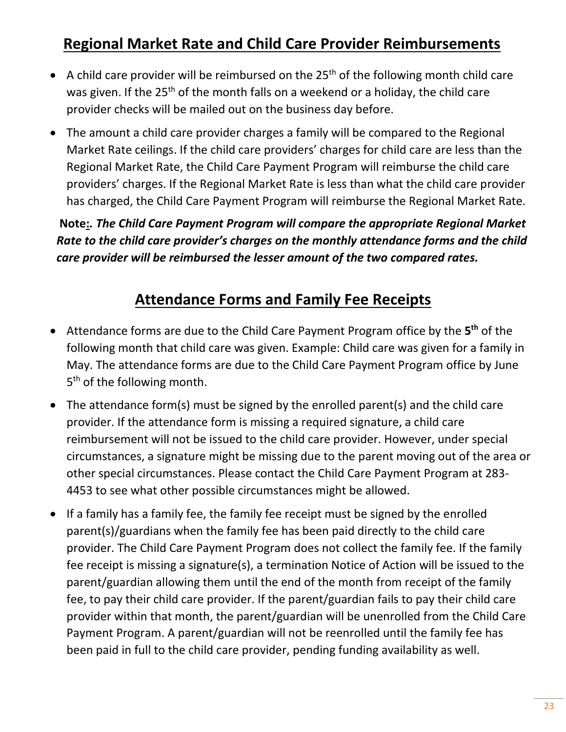## Regional Market Rate and Child Care Provider Reimbursements

- A child care provider will be reimbursed on the 25th of the following month child care was given. If the 25th of the month falls on a weekend or a holiday, the child care provider checks will be mailed out on the business day before.
- The amount a child care provider charges a family will be compared to the Regional Market Rate ceilings. If the child care providers' charges for child care are less than the Regional Market Rate, the Child Care Payment Program will reimburse the child care providers' charges. If the Regional Market Rate is less than what the child care provider has charged, the Child Care Payment Program will reimburse the Regional Market Rate.

**Note:*. The Child Care Payment Program will compare the appropriate Regional Market Rate to the child care provider's charges on the monthly attendance forms and the child care provider will be reimbursed the lesser amount of the two compared rates.***

## Attendance Forms and Family Fee Receipts

- Attendance forms are due to the Child Care Payment Program office by the **5th** of the following month that child care was given. Example: Child care was given for a family in May. The attendance forms are due to the Child Care Payment Program office by June 5th of the following month.
- The attendance form(s) must be signed by the enrolled parent(s) and the child care provider. If the attendance form is missing a required signature, a child care reimbursement will not be issued to the child care provider. However, under special circumstances, a signature might be missing due to the parent moving out of the area or other special circumstances. Please contact the Child Care Payment Program at 283-4453 to see what other possible circumstances might be allowed.
- If a family has a family fee, the family fee receipt must be signed by the enrolled parent(s)/guardians when the family fee has been paid directly to the child care provider. The Child Care Payment Program does not collect the family fee. If the family fee receipt is missing a signature(s), a termination Notice of Action will be issued to the parent/guardian allowing them until the end of the month from receipt of the family fee, to pay their child care provider. If the parent/guardian fails to pay their child care provider within that month, the parent/guardian will be unenrolled from the Child Care Payment Program. A parent/guardian will not be reenrolled until the family fee has been paid in full to the child care provider, pending funding availability as well.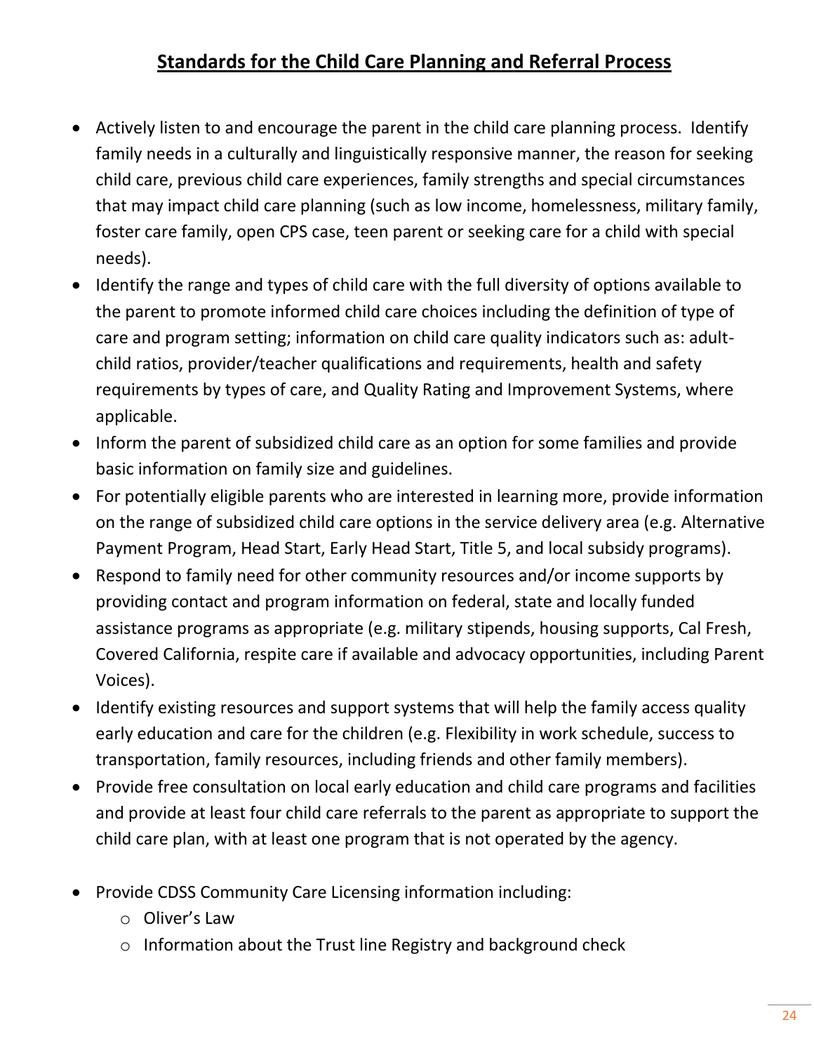## Standards for the Child Care Planning and Referral Process

- Actively listen to and encourage the parent in the child care planning process. Identify family needs in a culturally and linguistically responsive manner, the reason for seeking child care, previous child care experiences, family strengths and special circumstances that may impact child care planning (such as low income, homelessness, military family, foster care family, open CPS case, teen parent or seeking care for a child with special needs).
- Identify the range and types of child care with the full diversity of options available to the parent to promote informed child care choices including the definition of type of care and program setting; information on child care quality indicators such as: adult-child ratios, provider/teacher qualifications and requirements, health and safety requirements by types of care, and Quality Rating and Improvement Systems, where applicable.
- Inform the parent of subsidized child care as an option for some families and provide basic information on family size and guidelines.
- For potentially eligible parents who are interested in learning more, provide information on the range of subsidized child care options in the service delivery area (e.g. Alternative Payment Program, Head Start, Early Head Start, Title 5, and local subsidy programs).
- Respond to family need for other community resources and/or income supports by providing contact and program information on federal, state and locally funded assistance programs as appropriate (e.g. military stipends, housing supports, Cal Fresh, Covered California, respite care if available and advocacy opportunities, including Parent Voices).
- Identify existing resources and support systems that will help the family access quality early education and care for the children (e.g. Flexibility in work schedule, success to transportation, family resources, including friends and other family members).
- Provide free consultation on local early education and child care programs and facilities and provide at least four child care referrals to the parent as appropriate to support the child care plan, with at least one program that is not operated by the agency.
- Provide CDSS Community Care Licensing information including:
  - Oliver's Law
  - Information about the Trust line Registry and background check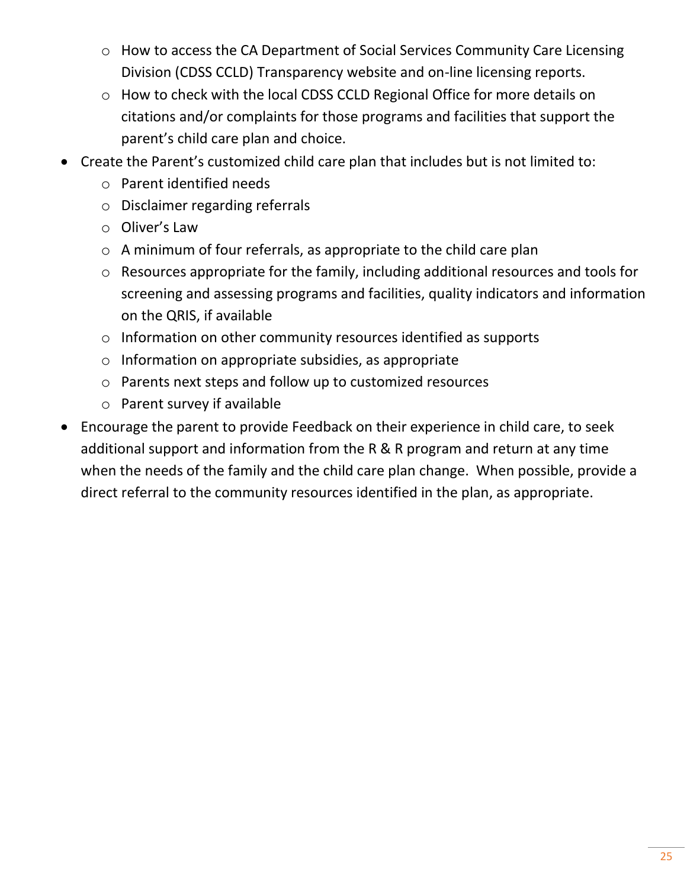- How to access the CA Department of Social Services Community Care Licensing Division (CDSS CCLD) Transparency website and on-line licensing reports.
    - How to check with the local CDSS CCLD Regional Office for more details on citations and/or complaints for those programs and facilities that support the parent's child care plan and choice.
- Create the Parent's customized child care plan that includes but is not limited to:
    - Parent identified needs
    - Disclaimer regarding referrals
    - Oliver's Law
    - A minimum of four referrals, as appropriate to the child care plan
    - Resources appropriate for the family, including additional resources and tools for screening and assessing programs and facilities, quality indicators and information on the QRIS, if available
    - Information on other community resources identified as supports
    - Information on appropriate subsidies, as appropriate
    - Parents next steps and follow up to customized resources
    - Parent survey if available
- Encourage the parent to provide Feedback on their experience in child care, to seek additional support and information from the R & R program and return at any time when the needs of the family and the child care plan change. When possible, provide a direct referral to the community resources identified in the plan, as appropriate.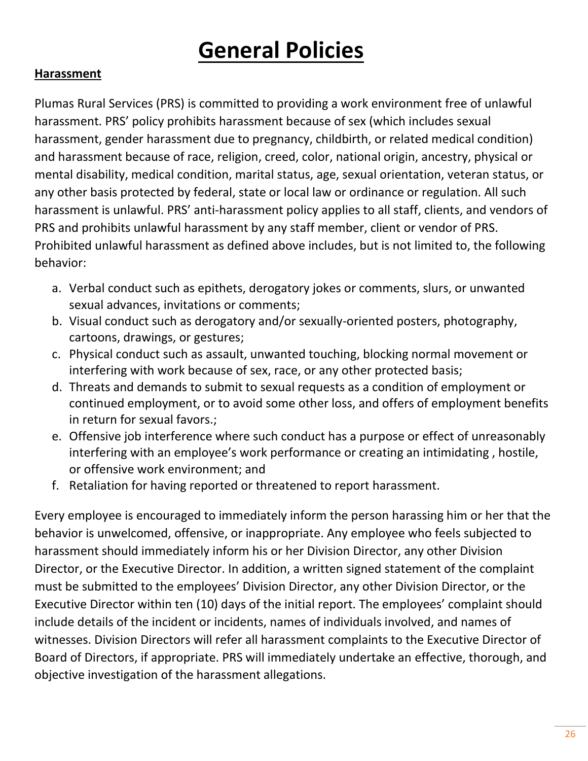# General Policies

**Harassment**

Plumas Rural Services (PRS) is committed to providing a work environment free of unlawful harassment. PRS' policy prohibits harassment because of sex (which includes sexual harassment, gender harassment due to pregnancy, childbirth, or related medical condition) and harassment because of race, religion, creed, color, national origin, ancestry, physical or mental disability, medical condition, marital status, age, sexual orientation, veteran status, or any other basis protected by federal, state or local law or ordinance or regulation. All such harassment is unlawful. PRS' anti-harassment policy applies to all staff, clients, and vendors of PRS and prohibits unlawful harassment by any staff member, client or vendor of PRS. Prohibited unlawful harassment as defined above includes, but is not limited to, the following behavior:

a. Verbal conduct such as epithets, derogatory jokes or comments, slurs, or unwanted sexual advances, invitations or comments;
b. Visual conduct such as derogatory and/or sexually-oriented posters, photography, cartoons, drawings, or gestures;
c. Physical conduct such as assault, unwanted touching, blocking normal movement or interfering with work because of sex, race, or any other protected basis;
d. Threats and demands to submit to sexual requests as a condition of employment or continued employment, or to avoid some other loss, and offers of employment benefits in return for sexual favors.;
e. Offensive job interference where such conduct has a purpose or effect of unreasonably interfering with an employee's work performance or creating an intimidating , hostile, or offensive work environment; and
f. Retaliation for having reported or threatened to report harassment.

Every employee is encouraged to immediately inform the person harassing him or her that the behavior is unwelcomed, offensive, or inappropriate. Any employee who feels subjected to harassment should immediately inform his or her Division Director, any other Division Director, or the Executive Director. In addition, a written signed statement of the complaint must be submitted to the employees' Division Director, any other Division Director, or the Executive Director within ten (10) days of the initial report. The employees' complaint should include details of the incident or incidents, names of individuals involved, and names of witnesses. Division Directors will refer all harassment complaints to the Executive Director of Board of Directors, if appropriate. PRS will immediately undertake an effective, thorough, and objective investigation of the harassment allegations.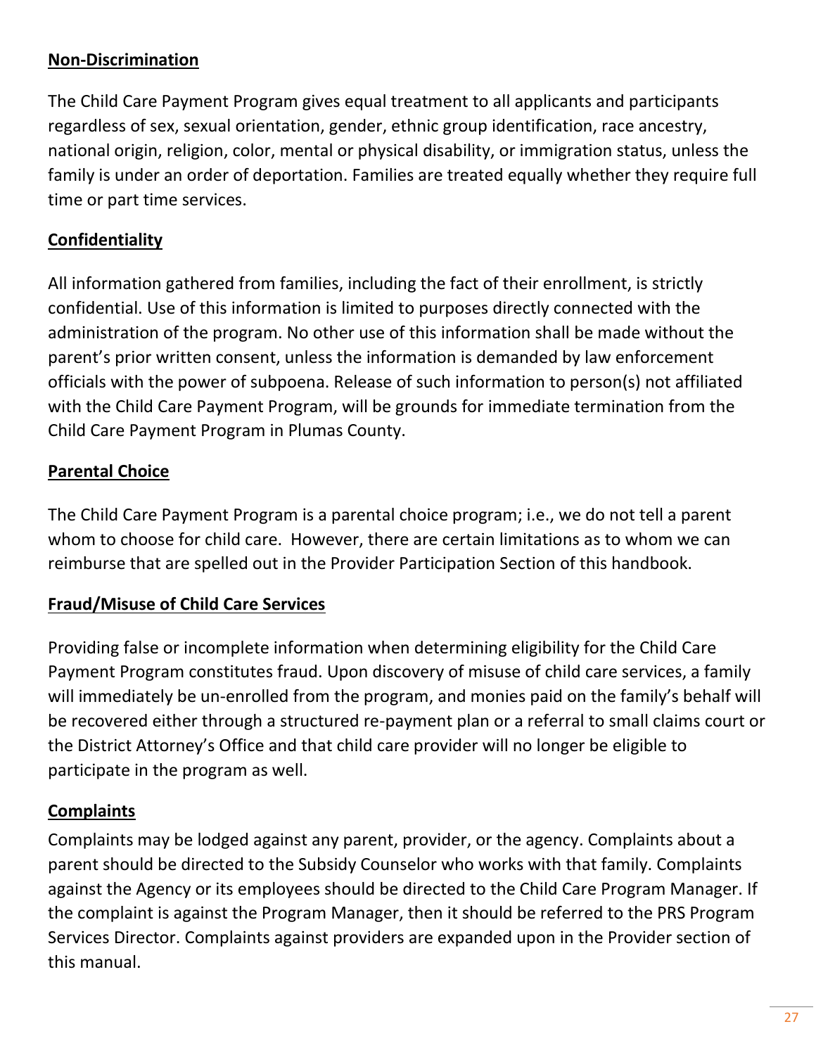## Non-Discrimination

The Child Care Payment Program gives equal treatment to all applicants and participants regardless of sex, sexual orientation, gender, ethnic group identification, race ancestry, national origin, religion, color, mental or physical disability, or immigration status, unless the family is under an order of deportation. Families are treated equally whether they require full time or part time services.

## Confidentiality

All information gathered from families, including the fact of their enrollment, is strictly confidential. Use of this information is limited to purposes directly connected with the administration of the program. No other use of this information shall be made without the parent's prior written consent, unless the information is demanded by law enforcement officials with the power of subpoena. Release of such information to person(s) not affiliated with the Child Care Payment Program, will be grounds for immediate termination from the Child Care Payment Program in Plumas County.

## Parental Choice

The Child Care Payment Program is a parental choice program; i.e., we do not tell a parent whom to choose for child care. However, there are certain limitations as to whom we can reimburse that are spelled out in the Provider Participation Section of this handbook.

## Fraud/Misuse of Child Care Services

Providing false or incomplete information when determining eligibility for the Child Care Payment Program constitutes fraud. Upon discovery of misuse of child care services, a family will immediately be un-enrolled from the program, and monies paid on the family's behalf will be recovered either through a structured re-payment plan or a referral to small claims court or the District Attorney's Office and that child care provider will no longer be eligible to participate in the program as well.

## Complaints

Complaints may be lodged against any parent, provider, or the agency. Complaints about a parent should be directed to the Subsidy Counselor who works with that family. Complaints against the Agency or its employees should be directed to the Child Care Program Manager. If the complaint is against the Program Manager, then it should be referred to the PRS Program Services Director. Complaints against providers are expanded upon in the Provider section of this manual.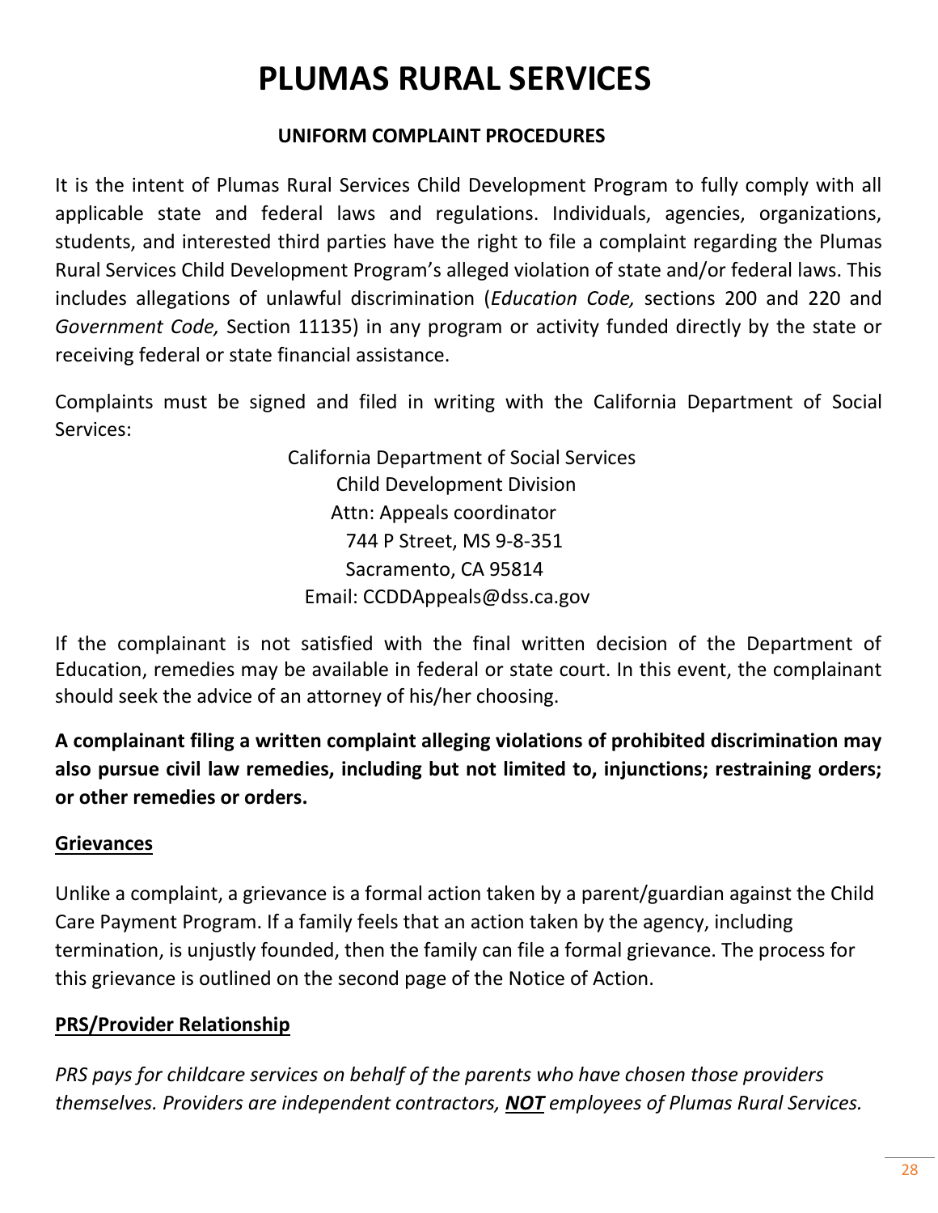# PLUMAS RURAL SERVICES

## UNIFORM COMPLAINT PROCEDURES

It is the intent of Plumas Rural Services Child Development Program to fully comply with all applicable state and federal laws and regulations. Individuals, agencies, organizations, students, and interested third parties have the right to file a complaint regarding the Plumas Rural Services Child Development Program's alleged violation of state and/or federal laws. This includes allegations of unlawful discrimination (*Education Code,* sections 200 and 220 and *Government Code,* Section 11135) in any program or activity funded directly by the state or receiving federal or state financial assistance.

Complaints must be signed and filed in writing with the California Department of Social Services:

California Department of Social Services
Child Development Division
Attn: Appeals coordinator
744 P Street, MS 9-8-351
Sacramento, CA 95814
Email: CCDDAppeals@dss.ca.gov

If the complainant is not satisfied with the final written decision of the Department of Education, remedies may be available in federal or state court. In this event, the complainant should seek the advice of an attorney of his/her choosing.

**A complainant filing a written complaint alleging violations of prohibited discrimination may also pursue civil law remedies, including but not limited to, injunctions; restraining orders; or other remedies or orders.**

### Grievances

Unlike a complaint, a grievance is a formal action taken by a parent/guardian against the Child Care Payment Program. If a family feels that an action taken by the agency, including termination, is unjustly founded, then the family can file a formal grievance. The process for this grievance is outlined on the second page of the Notice of Action.

### PRS/Provider Relationship

*PRS pays for childcare services on behalf of the parents who have chosen those providers themselves. Providers are independent contractors,* ***NOT*** *employees of Plumas Rural Services.*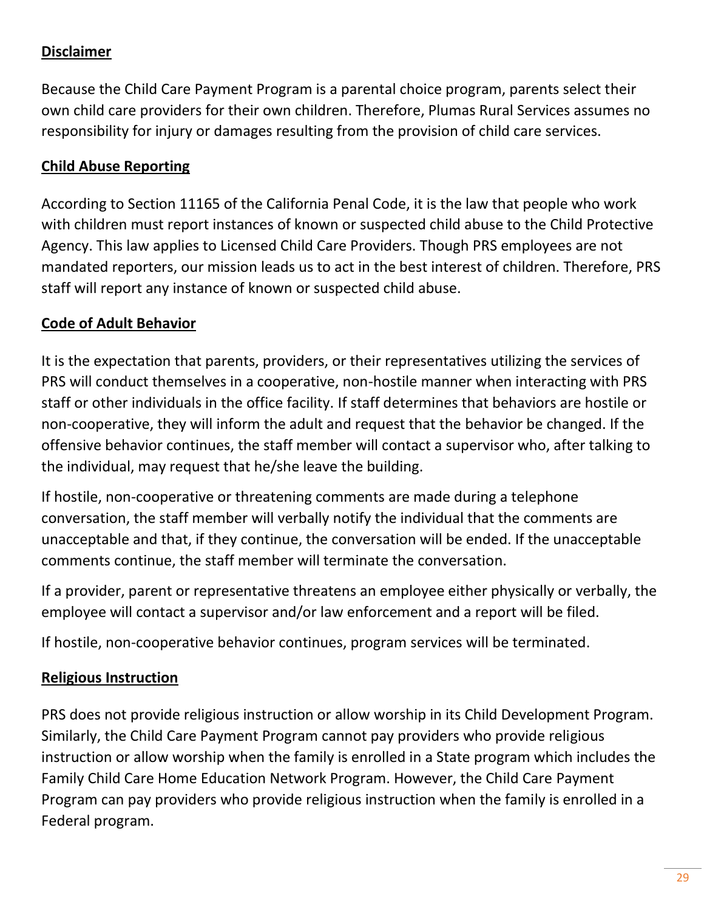## Disclaimer

Because the Child Care Payment Program is a parental choice program, parents select their own child care providers for their own children. Therefore, Plumas Rural Services assumes no responsibility for injury or damages resulting from the provision of child care services.

## Child Abuse Reporting

According to Section 11165 of the California Penal Code, it is the law that people who work with children must report instances of known or suspected child abuse to the Child Protective Agency. This law applies to Licensed Child Care Providers. Though PRS employees are not mandated reporters, our mission leads us to act in the best interest of children. Therefore, PRS staff will report any instance of known or suspected child abuse.

## Code of Adult Behavior

It is the expectation that parents, providers, or their representatives utilizing the services of PRS will conduct themselves in a cooperative, non-hostile manner when interacting with PRS staff or other individuals in the office facility. If staff determines that behaviors are hostile or non-cooperative, they will inform the adult and request that the behavior be changed. If the offensive behavior continues, the staff member will contact a supervisor who, after talking to the individual, may request that he/she leave the building.

If hostile, non-cooperative or threatening comments are made during a telephone conversation, the staff member will verbally notify the individual that the comments are unacceptable and that, if they continue, the conversation will be ended. If the unacceptable comments continue, the staff member will terminate the conversation.

If a provider, parent or representative threatens an employee either physically or verbally, the employee will contact a supervisor and/or law enforcement and a report will be filed.

If hostile, non-cooperative behavior continues, program services will be terminated.

## Religious Instruction

PRS does not provide religious instruction or allow worship in its Child Development Program. Similarly, the Child Care Payment Program cannot pay providers who provide religious instruction or allow worship when the family is enrolled in a State program which includes the Family Child Care Home Education Network Program. However, the Child Care Payment Program can pay providers who provide religious instruction when the family is enrolled in a Federal program.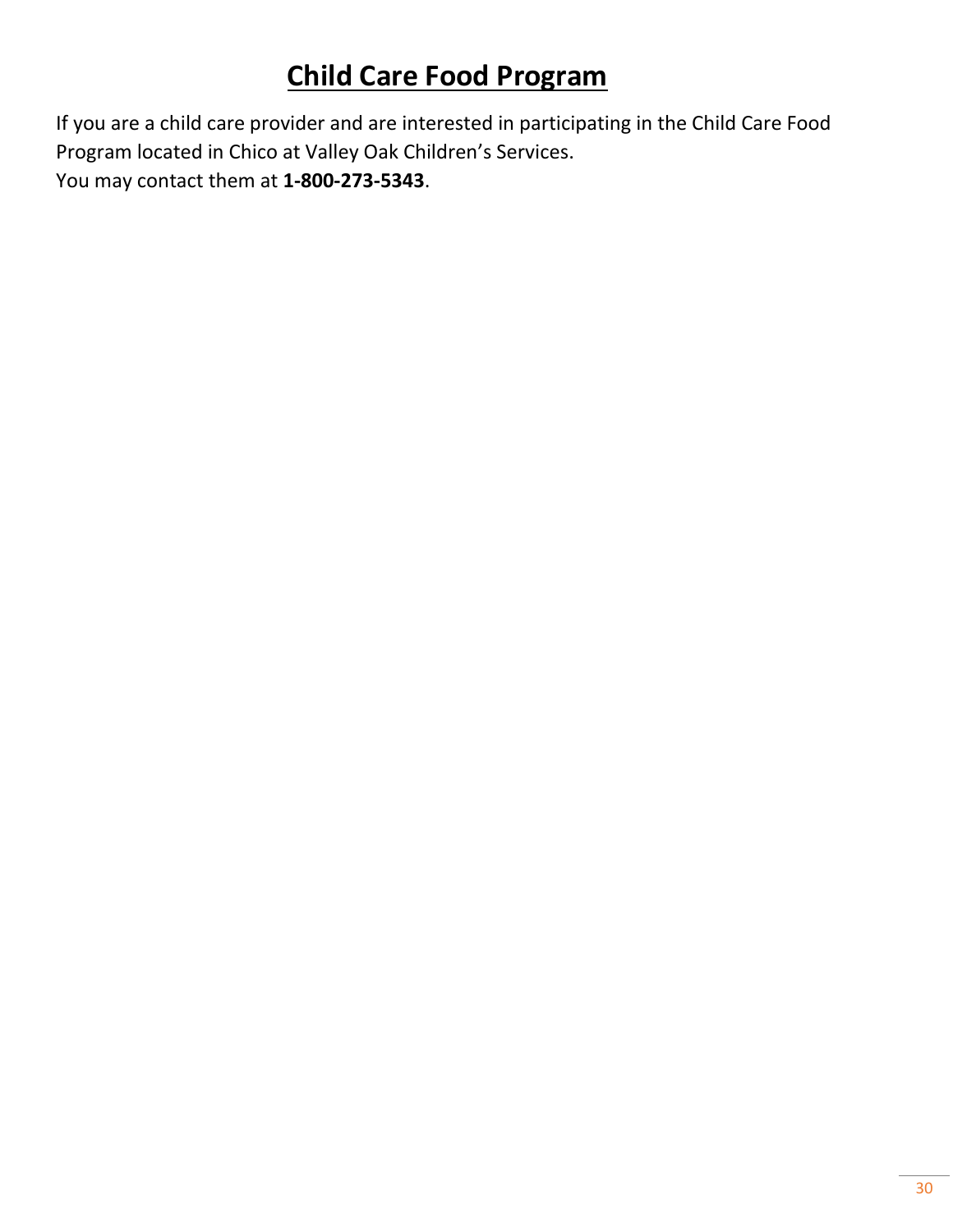# Child Care Food Program

If you are a child care provider and are interested in participating in the Child Care Food Program located in Chico at Valley Oak Children's Services.
You may contact them at **1-800-273-5343**.